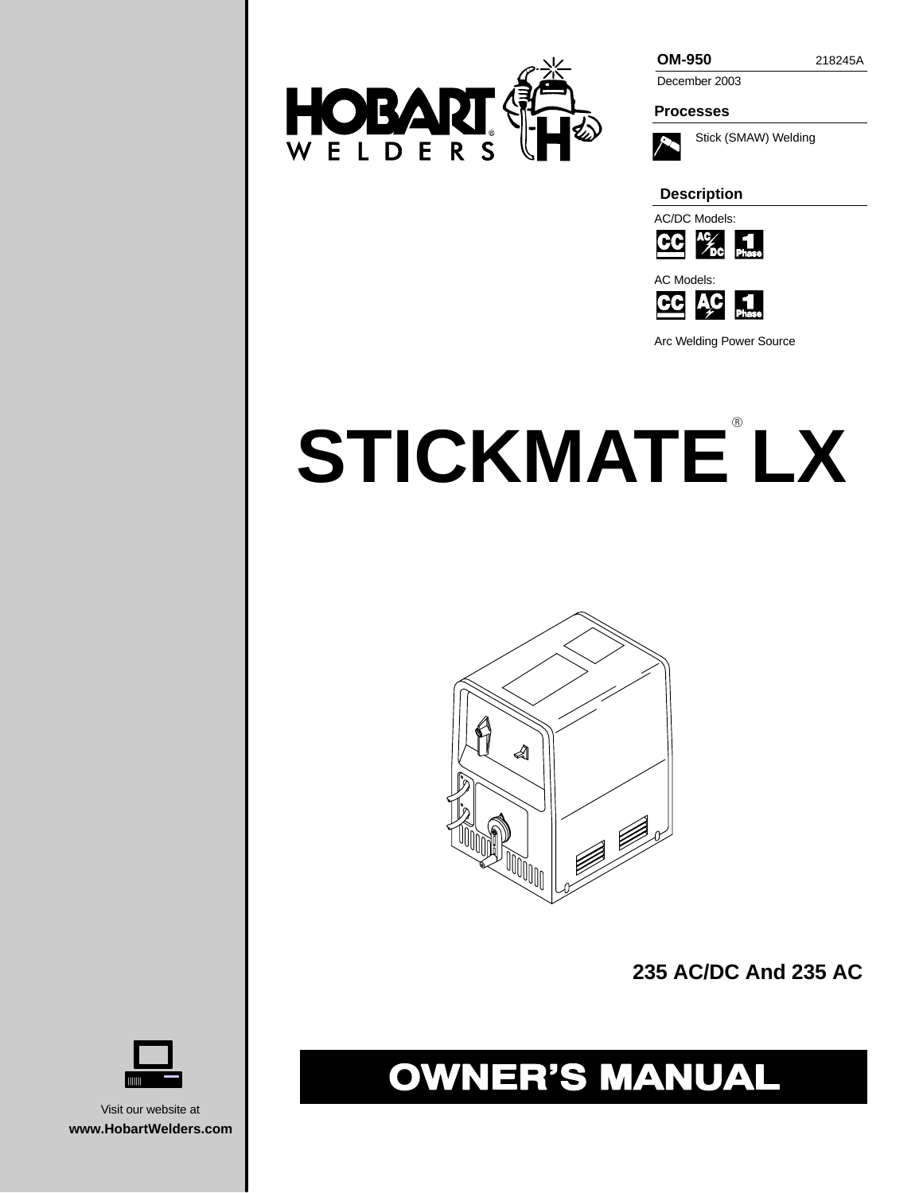**OM-950** 218245A

December 2003

**Processes**

Stick (SMAW) Welding

**Description**

AC/DC Models:

AC Models:

Arc Welding Power Source

# STICKMATE® LX

**235 AC/DC And 235 AC**

# OWNER'S MANUAL

Visit our website at
**www.HobartWelders.com**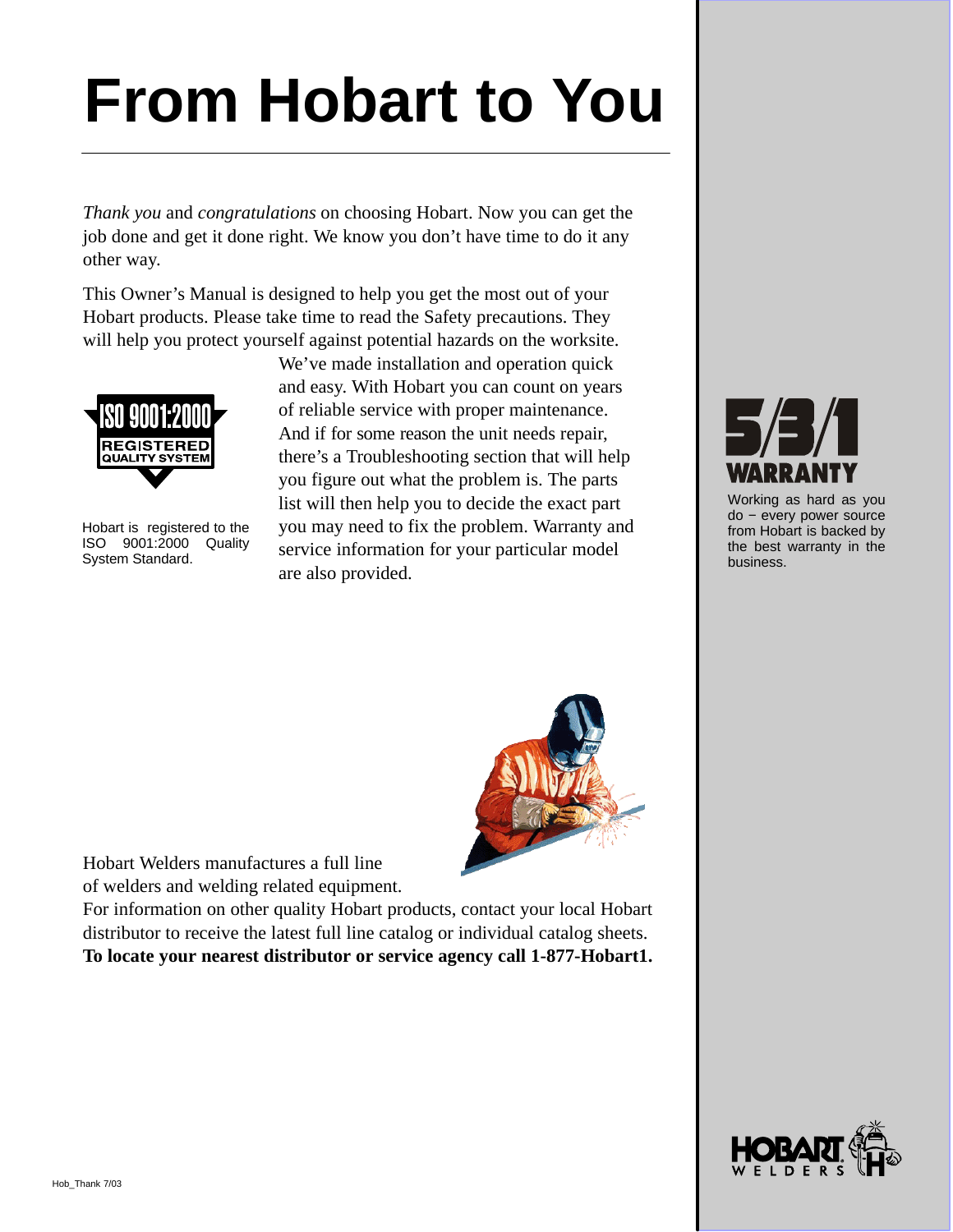# From Hobart to You

*Thank you* and *congratulations* on choosing Hobart. Now you can get the job done and get it done right. We know you don't have time to do it any other way.

This Owner's Manual is designed to help you get the most out of your Hobart products. Please take time to read the Safety precautions. They will help you protect yourself against potential hazards on the worksite. We've made installation and operation quick and easy. With Hobart you can count on years of reliable service with proper maintenance. And if for some reason the unit needs repair, there's a Troubleshooting section that will help you figure out what the problem is. The parts list will then help you to decide the exact part you may need to fix the problem. Warranty and service information for your particular model are also provided.

ISO 9001:2000 REGISTERED QUALITY SYSTEM

Hobart is registered to the ISO 9001:2000 Quality System Standard.

5/3/1 WARRANTY

Working as hard as you do − every power source from Hobart is backed by the best warranty in the business.

Hobart Welders manufactures a full line of welders and welding related equipment.

For information on other quality Hobart products, contact your local Hobart distributor to receive the latest full line catalog or individual catalog sheets.

**To locate your nearest distributor or service agency call 1-877-Hobart1.**

Hob_Thank 7/03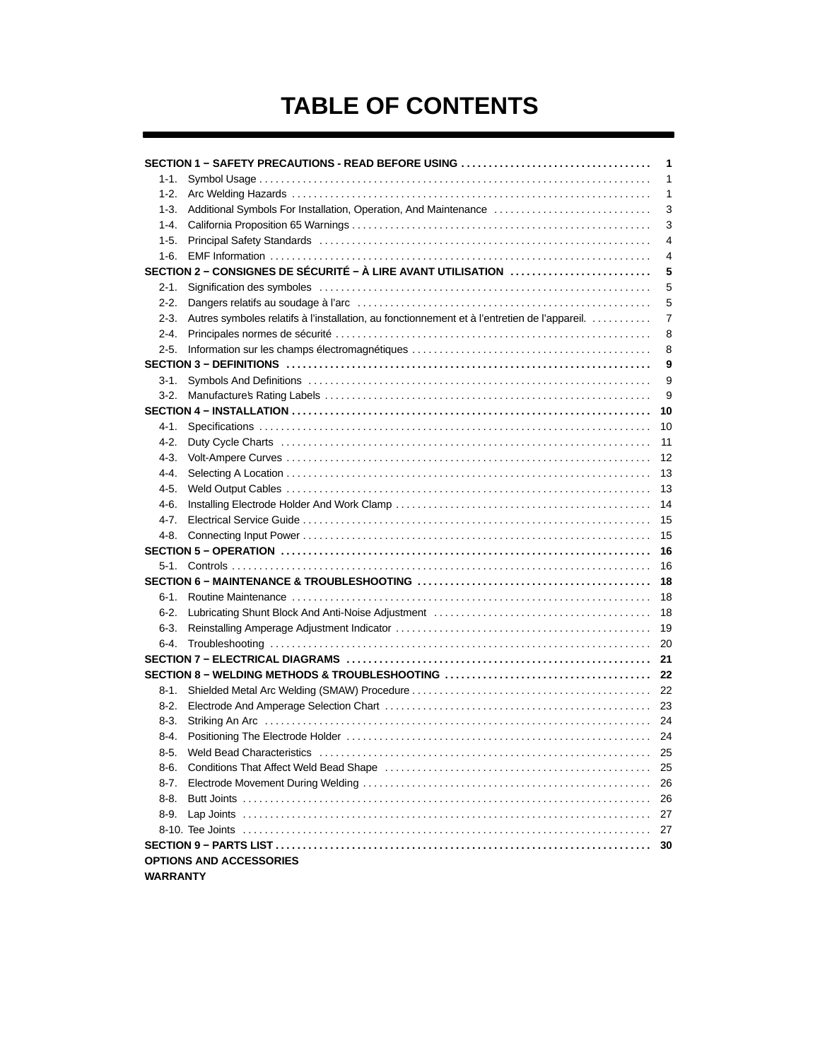# TABLE OF CONTENTS

| | |
|---|---|
| **SECTION 1 − SAFETY PRECAUTIONS - READ BEFORE USING** | **1** |
| 1-1. Symbol Usage | 1 |
| 1-2. Arc Welding Hazards | 1 |
| 1-3. Additional Symbols For Installation, Operation, And Maintenance | 3 |
| 1-4. California Proposition 65 Warnings | 3 |
| 1-5. Principal Safety Standards | 4 |
| 1-6. EMF Information | 4 |
| **SECTION 2 − CONSIGNES DE SÉCURITÉ − À LIRE AVANT UTILISATION** | **5** |
| 2-1. Signification des symboles | 5 |
| 2-2. Dangers relatifs au soudage à l'arc | 5 |
| 2-3. Autres symboles relatifs à l'installation, au fonctionnement et à l'entretien de l'appareil. | 7 |
| 2-4. Principales normes de sécurité | 8 |
| 2-5. Information sur les champs électromagnétiques | 8 |
| **SECTION 3 − DEFINITIONS** | **9** |
| 3-1. Symbols And Definitions | 9 |
| 3-2. Manufacture's Rating Labels | 9 |
| **SECTION 4 − INSTALLATION** | **10** |
| 4-1. Specifications | 10 |
| 4-2. Duty Cycle Charts | 11 |
| 4-3. Volt-Ampere Curves | 12 |
| 4-4. Selecting A Location | 13 |
| 4-5. Weld Output Cables | 13 |
| 4-6. Installing Electrode Holder And Work Clamp | 14 |
| 4-7. Electrical Service Guide | 15 |
| 4-8. Connecting Input Power | 15 |
| **SECTION 5 − OPERATION** | **16** |
| 5-1. Controls | 16 |
| **SECTION 6 − MAINTENANCE & TROUBLESHOOTING** | **18** |
| 6-1. Routine Maintenance | 18 |
| 6-2. Lubricating Shunt Block And Anti-Noise Adjustment | 18 |
| 6-3. Reinstalling Amperage Adjustment Indicator | 19 |
| 6-4. Troubleshooting | 20 |
| **SECTION 7 − ELECTRICAL DIAGRAMS** | **21** |
| **SECTION 8 − WELDING METHODS & TROUBLESHOOTING** | **22** |
| 8-1. Shielded Metal Arc Welding (SMAW) Procedure | 22 |
| 8-2. Electrode And Amperage Selection Chart | 23 |
| 8-3. Striking An Arc | 24 |
| 8-4. Positioning The Electrode Holder | 24 |
| 8-5. Weld Bead Characteristics | 25 |
| 8-6. Conditions That Affect Weld Bead Shape | 25 |
| 8-7. Electrode Movement During Welding | 26 |
| 8-8. Butt Joints | 26 |
| 8-9. Lap Joints | 27 |
| 8-10. Tee Joints | 27 |
| **SECTION 9 − PARTS LIST** | **30** |
| **OPTIONS AND ACCESSORIES** | |
| **WARRANTY** | |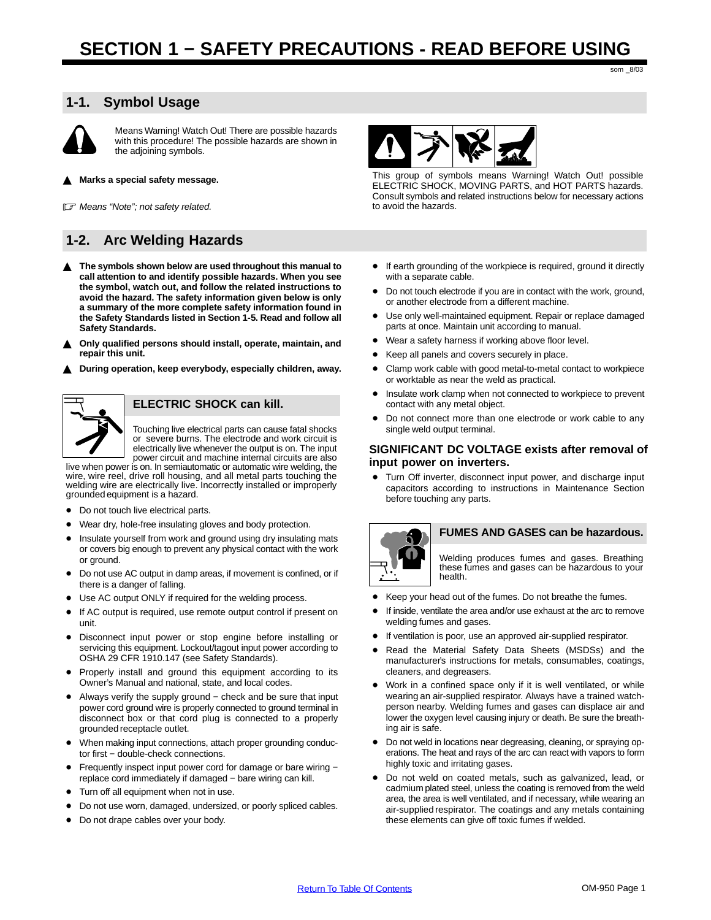# SECTION 1 − SAFETY PRECAUTIONS - READ BEFORE USING

som _8/03

## 1-1. Symbol Usage

Means Warning! Watch Out! There are possible hazards with this procedure! The possible hazards are shown in the adjoining symbols.

▲ **Marks a special safety message.**

☞ *Means “Note”; not safety related.*

This group of symbols means Warning! Watch Out! possible ELECTRIC SHOCK, MOVING PARTS, and HOT PARTS hazards. Consult symbols and related instructions below for necessary actions to avoid the hazards.

## 1-2. Arc Welding Hazards

▲ **The symbols shown below are used throughout this manual to call attention to and identify possible hazards. When you see the symbol, watch out, and follow the related instructions to avoid the hazard. The safety information given below is only a summary of the more complete safety information found in the Safety Standards listed in Section 1-5. Read and follow all Safety Standards.**

▲ **Only qualified persons should install, operate, maintain, and repair this unit.**

▲ **During operation, keep everybody, especially children, away.**

### ELECTRIC SHOCK can kill.

Touching live electrical parts can cause fatal shocks or severe burns. The electrode and work circuit is electrically live whenever the output is on. The input power circuit and machine internal circuits are also live when power is on. In semiautomatic or automatic wire welding, the wire, wire reel, drive roll housing, and all metal parts touching the welding wire are electrically live. Incorrectly installed or improperly grounded equipment is a hazard.

- Do not touch live electrical parts.
- Wear dry, hole-free insulating gloves and body protection.
- Insulate yourself from work and ground using dry insulating mats or covers big enough to prevent any physical contact with the work or ground.
- Do not use AC output in damp areas, if movement is confined, or if there is a danger of falling.
- Use AC output ONLY if required for the welding process.
- If AC output is required, use remote output control if present on unit.
- Disconnect input power or stop engine before installing or servicing this equipment. Lockout/tagout input power according to OSHA 29 CFR 1910.147 (see Safety Standards).
- Properly install and ground this equipment according to its Owner’s Manual and national, state, and local codes.
- Always verify the supply ground − check and be sure that input power cord ground wire is properly connected to ground terminal in disconnect box or that cord plug is connected to a properly grounded receptacle outlet.
- When making input connections, attach proper grounding conductor first − double-check connections.
- Frequently inspect input power cord for damage or bare wiring − replace cord immediately if damaged − bare wiring can kill.
- Turn off all equipment when not in use.
- Do not use worn, damaged, undersized, or poorly spliced cables.
- Do not drape cables over your body.
- If earth grounding of the workpiece is required, ground it directly with a separate cable.
- Do not touch electrode if you are in contact with the work, ground, or another electrode from a different machine.
- Use only well-maintained equipment. Repair or replace damaged parts at once. Maintain unit according to manual.
- Wear a safety harness if working above floor level.
- Keep all panels and covers securely in place.
- Clamp work cable with good metal-to-metal contact to workpiece or worktable as near the weld as practical.
- Insulate work clamp when not connected to workpiece to prevent contact with any metal object.
- Do not connect more than one electrode or work cable to any single weld output terminal.

### SIGNIFICANT DC VOLTAGE exists after removal of input power on inverters.

- Turn Off inverter, disconnect input power, and discharge input capacitors according to instructions in Maintenance Section before touching any parts.

### FUMES AND GASES can be hazardous.

Welding produces fumes and gases. Breathing these fumes and gases can be hazardous to your health.

- Keep your head out of the fumes. Do not breathe the fumes.
- If inside, ventilate the area and/or use exhaust at the arc to remove welding fumes and gases.
- If ventilation is poor, use an approved air-supplied respirator.
- Read the Material Safety Data Sheets (MSDSs) and the manufacturer's instructions for metals, consumables, coatings, cleaners, and degreasers.
- Work in a confined space only if it is well ventilated, or while wearing an air-supplied respirator. Always have a trained watch-person nearby. Welding fumes and gases can displace air and lower the oxygen level causing injury or death. Be sure the breathing air is safe.
- Do not weld in locations near degreasing, cleaning, or spraying operations. The heat and rays of the arc can react with vapors to form highly toxic and irritating gases.
- Do not weld on coated metals, such as galvanized, lead, or cadmium plated steel, unless the coating is removed from the weld area, the area is well ventilated, and if necessary, while wearing an air-supplied respirator. The coatings and any metals containing these elements can give off toxic fumes if welded.

Return To Table Of Contents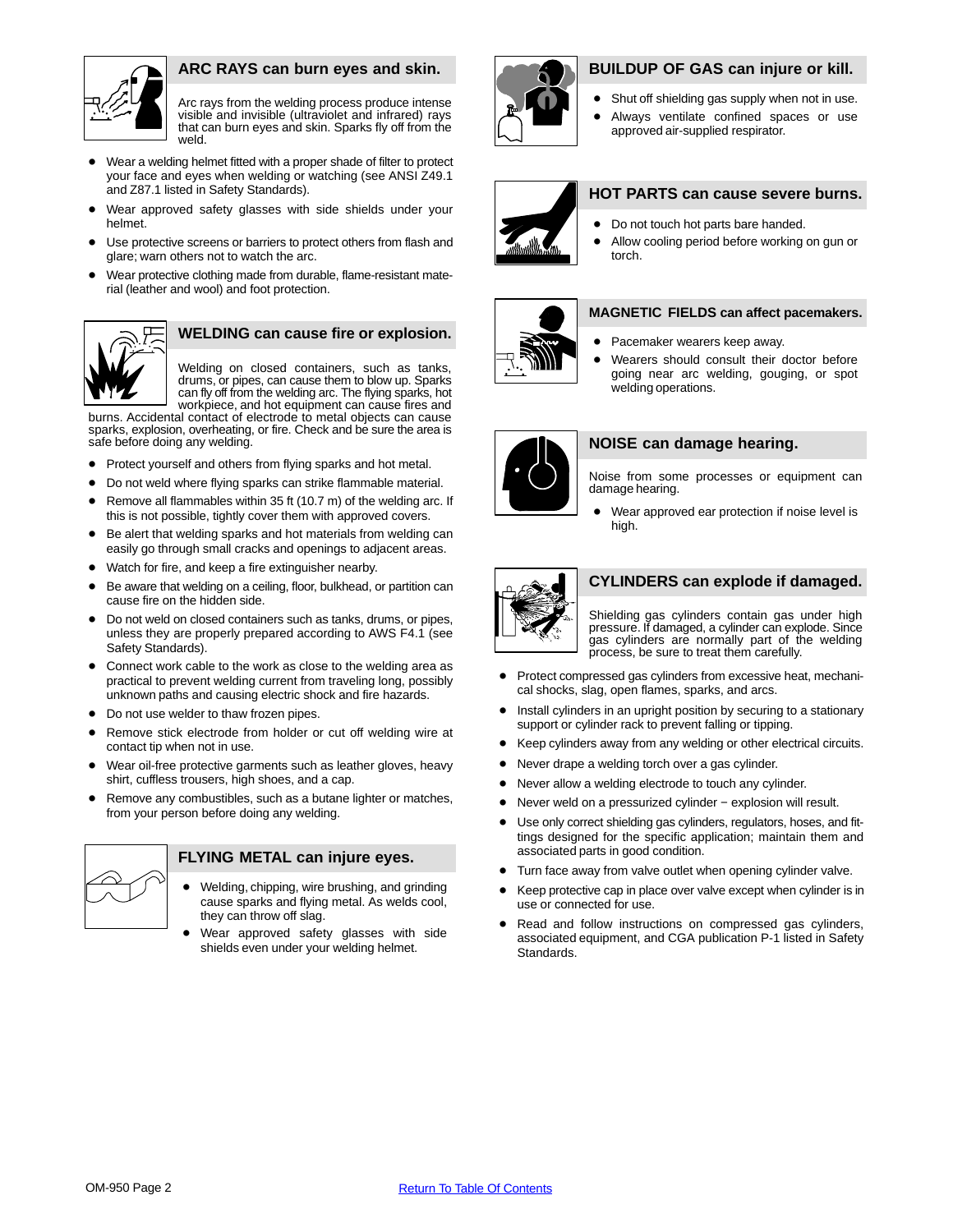## ARC RAYS can burn eyes and skin.

Arc rays from the welding process produce intense visible and invisible (ultraviolet and infrared) rays that can burn eyes and skin. Sparks fly off from the weld.

- Wear a welding helmet fitted with a proper shade of filter to protect your face and eyes when welding or watching (see ANSI Z49.1 and Z87.1 listed in Safety Standards).
- Wear approved safety glasses with side shields under your helmet.
- Use protective screens or barriers to protect others from flash and glare; warn others not to watch the arc.
- Wear protective clothing made from durable, flame-resistant material (leather and wool) and foot protection.

## WELDING can cause fire or explosion.

Welding on closed containers, such as tanks, drums, or pipes, can cause them to blow up. Sparks can fly off from the welding arc. The flying sparks, hot workpiece, and hot equipment can cause fires and burns. Accidental contact of electrode to metal objects can cause sparks, explosion, overheating, or fire. Check and be sure the area is safe before doing any welding.

- Protect yourself and others from flying sparks and hot metal.
- Do not weld where flying sparks can strike flammable material.
- Remove all flammables within 35 ft (10.7 m) of the welding arc. If this is not possible, tightly cover them with approved covers.
- Be alert that welding sparks and hot materials from welding can easily go through small cracks and openings to adjacent areas.
- Watch for fire, and keep a fire extinguisher nearby.
- Be aware that welding on a ceiling, floor, bulkhead, or partition can cause fire on the hidden side.
- Do not weld on closed containers such as tanks, drums, or pipes, unless they are properly prepared according to AWS F4.1 (see Safety Standards).
- Connect work cable to the work as close to the welding area as practical to prevent welding current from traveling long, possibly unknown paths and causing electric shock and fire hazards.
- Do not use welder to thaw frozen pipes.
- Remove stick electrode from holder or cut off welding wire at contact tip when not in use.
- Wear oil-free protective garments such as leather gloves, heavy shirt, cuffless trousers, high shoes, and a cap.
- Remove any combustibles, such as a butane lighter or matches, from your person before doing any welding.

## FLYING METAL can injure eyes.

- Welding, chipping, wire brushing, and grinding cause sparks and flying metal. As welds cool, they can throw off slag.
- Wear approved safety glasses with side shields even under your welding helmet.

## BUILDUP OF GAS can injure or kill.

- Shut off shielding gas supply when not in use.
- Always ventilate confined spaces or use approved air-supplied respirator.

## HOT PARTS can cause severe burns.

- Do not touch hot parts bare handed.
- Allow cooling period before working on gun or torch.

## MAGNETIC FIELDS can affect pacemakers.

- Pacemaker wearers keep away.
- Wearers should consult their doctor before going near arc welding, gouging, or spot welding operations.

## NOISE can damage hearing.

Noise from some processes or equipment can damage hearing.

- Wear approved ear protection if noise level is high.

## CYLINDERS can explode if damaged.

Shielding gas cylinders contain gas under high pressure. If damaged, a cylinder can explode. Since gas cylinders are normally part of the welding process, be sure to treat them carefully.

- Protect compressed gas cylinders from excessive heat, mechanical shocks, slag, open flames, sparks, and arcs.
- Install cylinders in an upright position by securing to a stationary support or cylinder rack to prevent falling or tipping.
- Keep cylinders away from any welding or other electrical circuits.
- Never drape a welding torch over a gas cylinder.
- Never allow a welding electrode to touch any cylinder.
- Never weld on a pressurized cylinder − explosion will result.
- Use only correct shielding gas cylinders, regulators, hoses, and fittings designed for the specific application; maintain them and associated parts in good condition.
- Turn face away from valve outlet when opening cylinder valve.
- Keep protective cap in place over valve except when cylinder is in use or connected for use.
- Read and follow instructions on compressed gas cylinders, associated equipment, and CGA publication P-1 listed in Safety Standards.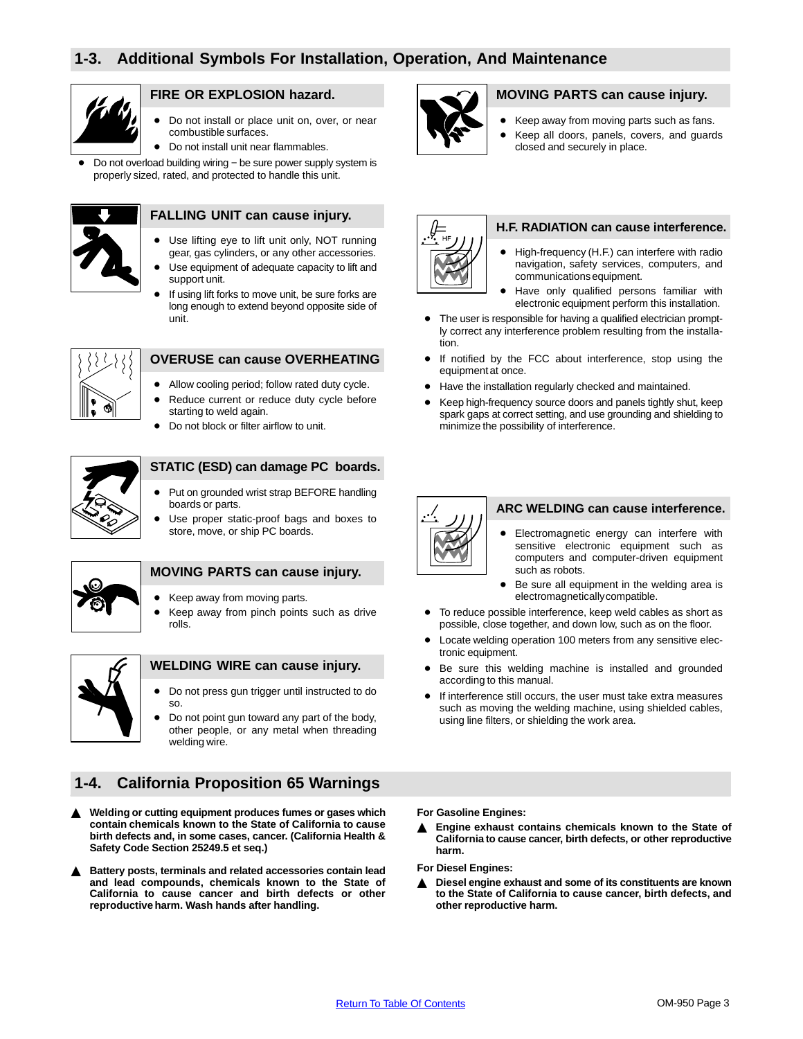## 1-3. Additional Symbols For Installation, Operation, And Maintenance

### FIRE OR EXPLOSION hazard.

- Do not install or place unit on, over, or near combustible surfaces.
- Do not install unit near flammables.
- Do not overload building wiring − be sure power supply system is properly sized, rated, and protected to handle this unit.

### FALLING UNIT can cause injury.

- Use lifting eye to lift unit only, NOT running gear, gas cylinders, or any other accessories.
- Use equipment of adequate capacity to lift and support unit.
- If using lift forks to move unit, be sure forks are long enough to extend beyond opposite side of unit.

### OVERUSE can cause OVERHEATING

- Allow cooling period; follow rated duty cycle.
- Reduce current or reduce duty cycle before starting to weld again.
- Do not block or filter airflow to unit.

### STATIC (ESD) can damage PC boards.

- Put on grounded wrist strap BEFORE handling boards or parts.
- Use proper static-proof bags and boxes to store, move, or ship PC boards.

### MOVING PARTS can cause injury.

- Keep away from moving parts.
- Keep away from pinch points such as drive rolls.

### WELDING WIRE can cause injury.

- Do not press gun trigger until instructed to do so.
- Do not point gun toward any part of the body, other people, or any metal when threading welding wire.

### MOVING PARTS can cause injury.

- Keep away from moving parts such as fans.
- Keep all doors, panels, covers, and guards closed and securely in place.

### H.F. RADIATION can cause interference.

- High-frequency (H.F.) can interfere with radio navigation, safety services, computers, and communications equipment.
- Have only qualified persons familiar with electronic equipment perform this installation.
- The user is responsible for having a qualified electrician promptly correct any interference problem resulting from the installation.
- If notified by the FCC about interference, stop using the equipment at once.
- Have the installation regularly checked and maintained.
- Keep high-frequency source doors and panels tightly shut, keep spark gaps at correct setting, and use grounding and shielding to minimize the possibility of interference.

### ARC WELDING can cause interference.

- Electromagnetic energy can interfere with sensitive electronic equipment such as computers and computer-driven equipment such as robots.
- Be sure all equipment in the welding area is electromagnetically compatible.
- To reduce possible interference, keep weld cables as short as possible, close together, and down low, such as on the floor.
- Locate welding operation 100 meters from any sensitive electronic equipment.
- Be sure this welding machine is installed and grounded according to this manual.
- If interference still occurs, the user must take extra measures such as moving the welding machine, using shielded cables, using line filters, or shielding the work area.

## 1-4. California Proposition 65 Warnings

▲ **Welding or cutting equipment produces fumes or gases which contain chemicals known to the State of California to cause birth defects and, in some cases, cancer. (California Health & Safety Code Section 25249.5 et seq.)**

▲ **Battery posts, terminals and related accessories contain lead and lead compounds, chemicals known to the State of California to cause cancer and birth defects or other reproductive harm. Wash hands after handling.**

**For Gasoline Engines:**

▲ **Engine exhaust contains chemicals known to the State of California to cause cancer, birth defects, or other reproductive harm.**

**For Diesel Engines:**

▲ **Diesel engine exhaust and some of its constituents are known to the State of California to cause cancer, birth defects, and other reproductive harm.**

Return To Table Of Contents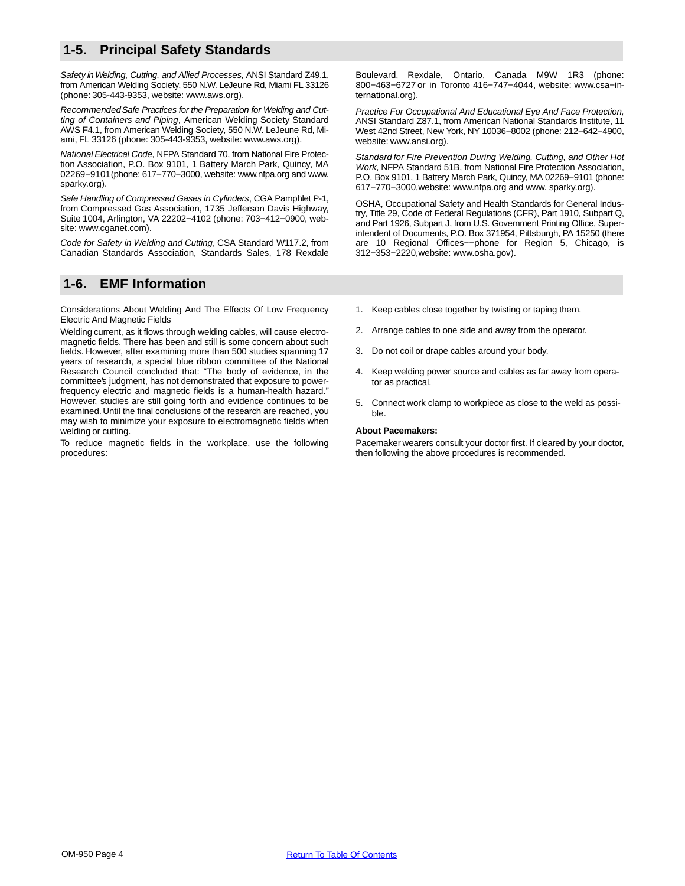## 1-5. Principal Safety Standards

*Safety in Welding, Cutting, and Allied Processes,* ANSI Standard Z49.1, from American Welding Society, 550 N.W. LeJeune Rd, Miami FL 33126 (phone: 305-443-9353, website: www.aws.org).

*Recommended Safe Practices for the Preparation for Welding and Cutting of Containers and Piping*, American Welding Society Standard AWS F4.1, from American Welding Society, 550 N.W. LeJeune Rd, Miami, FL 33126 (phone: 305-443-9353, website: www.aws.org).

*National Electrical Code*, NFPA Standard 70, from National Fire Protection Association, P.O. Box 9101, 1 Battery March Park, Quincy, MA 02269−9101 (phone: 617−770−3000, website: www.nfpa.org and www.sparky.org).

*Safe Handling of Compressed Gases in Cylinders*, CGA Pamphlet P-1, from Compressed Gas Association, 1735 Jefferson Davis Highway, Suite 1004, Arlington, VA 22202−4102 (phone: 703−412−0900, website: www.cganet.com).

*Code for Safety in Welding and Cutting*, CSA Standard W117.2, from Canadian Standards Association, Standards Sales, 178 Rexdale Boulevard, Rexdale, Ontario, Canada M9W 1R3 (phone: 800−463−6727 or in Toronto 416−747−4044, website: www.csa−international.org).

*Practice For Occupational And Educational Eye And Face Protection,* ANSI Standard Z87.1, from American National Standards Institute, 11 West 42nd Street, New York, NY 10036−8002 (phone: 212−642−4900, website: www.ansi.org).

*Standard for Fire Prevention During Welding, Cutting, and Other Hot Work*, NFPA Standard 51B, from National Fire Protection Association, P.O. Box 9101, 1 Battery March Park, Quincy, MA 02269−9101 (phone: 617−770−3000,website: www.nfpa.org and www. sparky.org).

OSHA, Occupational Safety and Health Standards for General Industry, Title 29, Code of Federal Regulations (CFR), Part 1910, Subpart Q, and Part 1926, Subpart J, from U.S. Government Printing Office, Superintendent of Documents, P.O. Box 371954, Pittsburgh, PA 15250 (there are 10 Regional Offices−−phone for Region 5, Chicago, is 312−353−2220,website: www.osha.gov).

## 1-6. EMF Information

Considerations About Welding And The Effects Of Low Frequency Electric And Magnetic Fields

Welding current, as it flows through welding cables, will cause electromagnetic fields. There has been and still is some concern about such fields. However, after examining more than 500 studies spanning 17 years of research, a special blue ribbon committee of the National Research Council concluded that: "The body of evidence, in the committee's judgment, has not demonstrated that exposure to power-frequency electric and magnetic fields is a human-health hazard." However, studies are still going forth and evidence continues to be examined. Until the final conclusions of the research are reached, you may wish to minimize your exposure to electromagnetic fields when welding or cutting.

To reduce magnetic fields in the workplace, use the following procedures:

1. Keep cables close together by twisting or taping them.
2. Arrange cables to one side and away from the operator.
3. Do not coil or drape cables around your body.
4. Keep welding power source and cables as far away from operator as practical.
5. Connect work clamp to workpiece as close to the weld as possible.

**About Pacemakers:**

Pacemaker wearers consult your doctor first. If cleared by your doctor, then following the above procedures is recommended.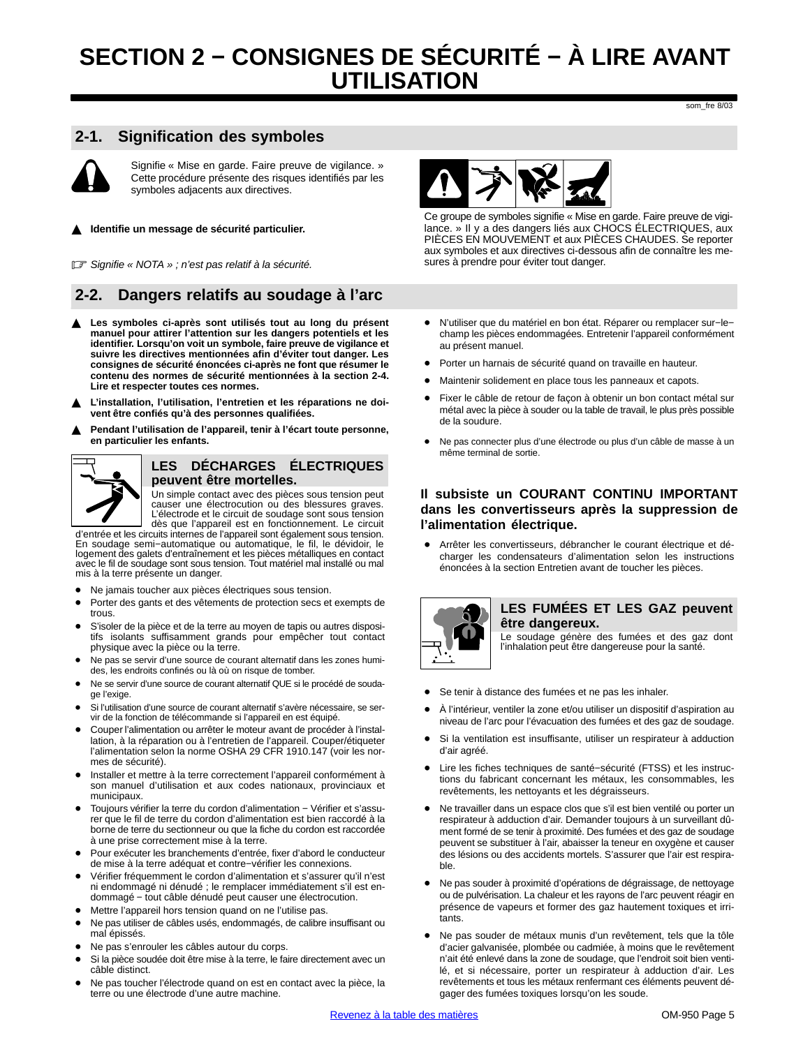# SECTION 2 − CONSIGNES DE SÉCURITÉ − À LIRE AVANT UTILISATION

som_fre 8/03

## 2-1. Signification des symboles

Signifie « Mise en garde. Faire preuve de vigilance. » Cette procédure présente des risques identifiés par les symboles adjacents aux directives.

▲ **Identifie un message de sécurité particulier.**

☞ *Signifie « NOTA » ; n'est pas relatif à la sécurité.*

Ce groupe de symboles signifie « Mise en garde. Faire preuve de vigilance. » Il y a des dangers liés aux CHOCS ÉLECTRIQUES, aux PIÈCES EN MOUVEMENT et aux PIÈCES CHAUDES. Se reporter aux symboles et aux directives ci-dessous afin de connaître les mesures à prendre pour éviter tout danger.

## 2-2. Dangers relatifs au soudage à l'arc

▲ **Les symboles ci-après sont utilisés tout au long du présent manuel pour attirer l'attention sur les dangers potentiels et les identifier. Lorsqu'on voit un symbole, faire preuve de vigilance et suivre les directives mentionnées afin d'éviter tout danger. Les consignes de sécurité énoncées ci-après ne font que résumer le contenu des normes de sécurité mentionnées à la section 2-4. Lire et respecter toutes ces normes.**

▲ **L'installation, l'utilisation, l'entretien et les réparations ne doivent être confiés qu'à des personnes qualifiées.**

▲ **Pendant l'utilisation de l'appareil, tenir à l'écart toute personne, en particulier les enfants.**

### LES DÉCHARGES ÉLECTRIQUES peuvent être mortelles.

Un simple contact avec des pièces sous tension peut causer une électrocution ou des blessures graves. L'électrode et le circuit de soudage sont sous tension dès que l'appareil est en fonctionnement. Le circuit d'entrée et les circuits internes de l'appareil sont également sous tension. En soudage semi−automatique ou automatique, le fil, le dévidoir, le logement des galets d'entraînement et les pièces métalliques en contact avec le fil de soudage sont sous tension. Tout matériel mal installé ou mal mis à la terre présente un danger.

- Ne jamais toucher aux pièces électriques sous tension.
- Porter des gants et des vêtements de protection secs et exempts de trous.
- S'isoler de la pièce et de la terre au moyen de tapis ou autres dispositifs isolants suffisamment grands pour empêcher tout contact physique avec la pièce ou la terre.
- Ne pas se servir d'une source de courant alternatif dans les zones humides, les endroits confinés ou là où on risque de tomber.
- Ne se servir d'une source de courant alternatif QUE si le procédé de soudage l'exige.
- Si l'utilisation d'une source de courant alternatif s'avère nécessaire, se servir de la fonction de télécommande si l'appareil en est équipé.
- Couper l'alimentation ou arrêter le moteur avant de procéder à l'installation, à la réparation ou à l'entretien de l'appareil. Couper/étiqueter l'alimentation selon la norme OSHA 29 CFR 1910.147 (voir les normes de sécurité).
- Installer et mettre à la terre correctement l'appareil conformément à son manuel d'utilisation et aux codes nationaux, provinciaux et municipaux.
- Toujours vérifier la terre du cordon d'alimentation − Vérifier et s'assurer que le fil de terre du cordon d'alimentation est bien raccordé à la borne de terre du sectionneur ou que la fiche du cordon est raccordée à une prise correctement mise à la terre.
- Pour exécuter les branchements d'entrée, fixer d'abord le conducteur de mise à la terre adéquat et contre−vérifier les connexions.
- Vérifier fréquemment le cordon d'alimentation et s'assurer qu'il n'est ni endommagé ni dénudé ; le remplacer immédiatement s'il est endommagé − tout câble dénudé peut causer une électrocution.
- Mettre l'appareil hors tension quand on ne l'utilise pas.
- Ne pas utiliser de câbles usés, endommagés, de calibre insuffisant ou mal épissés.
- Ne pas s'enrouler les câbles autour du corps.
- Si la pièce soudée doit être mise à la terre, le faire directement avec un câble distinct.
- Ne pas toucher l'électrode quand on est en contact avec la pièce, la terre ou une électrode d'une autre machine.
- N'utiliser que du matériel en bon état. Réparer ou remplacer sur−le−champ les pièces endommagées. Entretenir l'appareil conformément au présent manuel.
- Porter un harnais de sécurité quand on travaille en hauteur.
- Maintenir solidement en place tous les panneaux et capots.
- Fixer le câble de retour de façon à obtenir un bon contact métal sur métal avec la pièce à souder ou la table de travail, le plus près possible de la soudure.
- Ne pas connecter plus d'une électrode ou plus d'un câble de masse à un même terminal de sortie.

### Il subsiste un COURANT CONTINU IMPORTANT dans les convertisseurs après la suppression de l'alimentation électrique.

- Arrêter les convertisseurs, débrancher le courant électrique et décharger les condensateurs d'alimentation selon les instructions énoncées à la section Entretien avant de toucher les pièces.

### LES FUMÉES ET LES GAZ peuvent être dangereux.

Le soudage génère des fumées et des gaz dont l'inhalation peut être dangereuse pour la santé.

- Se tenir à distance des fumées et ne pas les inhaler.
- À l'intérieur, ventiler la zone et/ou utiliser un dispositif d'aspiration au niveau de l'arc pour l'évacuation des fumées et des gaz de soudage.
- Si la ventilation est insuffisante, utiliser un respirateur à adduction d'air agréé.
- Lire les fiches techniques de santé−sécurité (FTSS) et les instructions du fabricant concernant les métaux, les consommables, les revêtements, les nettoyants et les dégraisseurs.
- Ne travailler dans un espace clos que s'il est bien ventilé ou porter un respirateur à adduction d'air. Demander toujours à un surveillant dûment formé de se tenir à proximité. Des fumées et des gaz de soudage peuvent se substituer à l'air, abaisser la teneur en oxygène et causer des lésions ou des accidents mortels. S'assurer que l'air est respirable.
- Ne pas souder à proximité d'opérations de dégraissage, de nettoyage ou de pulvérisation. La chaleur et les rayons de l'arc peuvent réagir en présence de vapeurs et former des gaz hautement toxiques et irritants.
- Ne pas souder de métaux munis d'un revêtement, tels que la tôle d'acier galvanisée, plombée ou cadmiée, à moins que le revêtement n'ait été enlevé dans la zone de soudage, que l'endroit soit bien ventilé, et si nécessaire, porter un respirateur à adduction d'air. Les revêtements et tous les métaux renfermant ces éléments peuvent dégager des fumées toxiques lorsqu'on les soude.

Revenez à la table des matières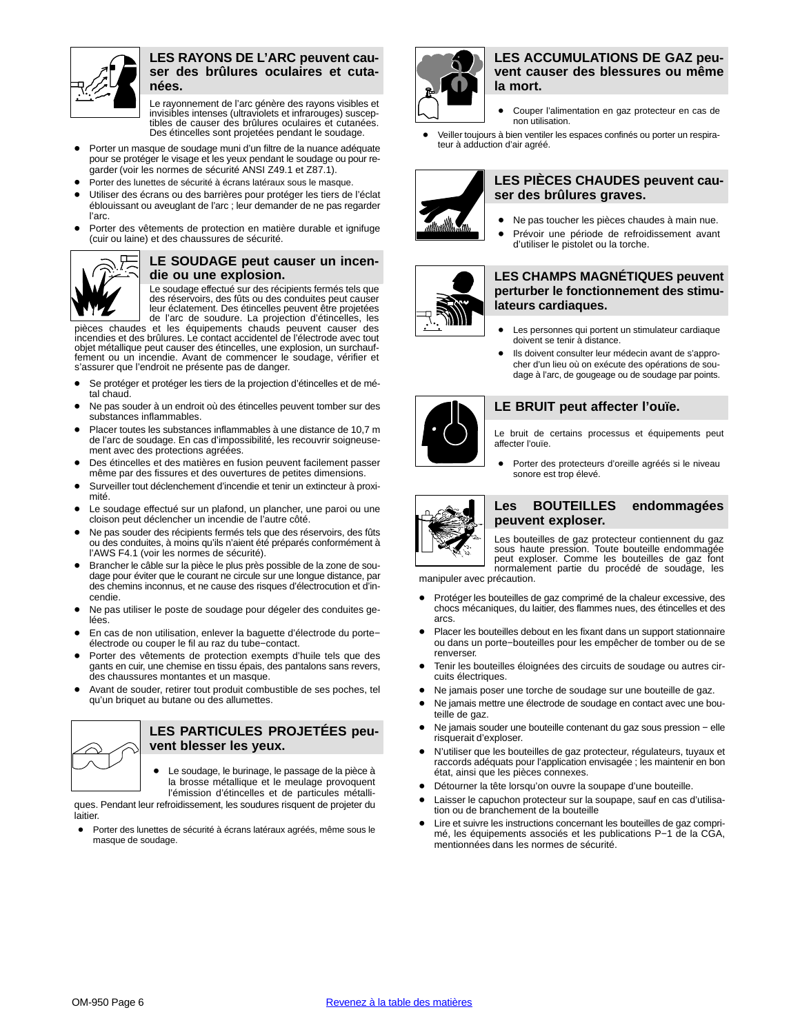### LES RAYONS DE L'ARC peuvent causer des brûlures oculaires et cutanées.

Le rayonnement de l'arc génère des rayons visibles et invisibles intenses (ultraviolets et infrarouges) susceptibles de causer des brûlures oculaires et cutanées. Des étincelles sont projetées pendant le soudage.

- Porter un masque de soudage muni d'un filtre de la nuance adéquate pour se protéger le visage et les yeux pendant le soudage ou pour regarder (voir les normes de sécurité ANSI Z49.1 et Z87.1).
- Porter des lunettes de sécurité à écrans latéraux sous le masque.
- Utiliser des écrans ou des barrières pour protéger les tiers de l'éclat éblouissant ou aveuglant de l'arc ; leur demander de ne pas regarder l'arc.
- Porter des vêtements de protection en matière durable et ignifuge (cuir ou laine) et des chaussures de sécurité.

### LE SOUDAGE peut causer un incendie ou une explosion.

Le soudage effectué sur des récipients fermés tels que des réservoirs, des fûts ou des conduites peut causer leur éclatement. Des étincelles peuvent être projetées de l'arc de soudure. La projection d'étincelles, les pièces chaudes et les équipements chauds peuvent causer des incendies et des brûlures. Le contact accidentel de l'électrode avec tout objet métallique peut causer des étincelles, une explosion, un surchauffement ou un incendie. Avant de commencer le soudage, vérifier et s'assurer que l'endroit ne présente pas de danger.

- Se protéger et protéger les tiers de la projection d'étincelles et de métal chaud.
- Ne pas souder à un endroit où des étincelles peuvent tomber sur des substances inflammables.
- Placer toutes les substances inflammables à une distance de 10,7 m de l'arc de soudage. En cas d'impossibilité, les recouvrir soigneusement avec des protections agréées.
- Des étincelles et des matières en fusion peuvent facilement passer même par des fissures et des ouvertures de petites dimensions.
- Surveiller tout déclenchement d'incendie et tenir un extincteur à proximité.
- Le soudage effectué sur un plafond, un plancher, une paroi ou une cloison peut déclencher un incendie de l'autre côté.
- Ne pas souder des récipients fermés tels que des réservoirs, des fûts ou des conduites, à moins qu'ils n'aient été préparés conformément à l'AWS F4.1 (voir les normes de sécurité).
- Brancher le câble sur la pièce le plus près possible de la zone de soudage pour éviter que le courant ne circule sur une longue distance, par des chemins inconnus, et ne cause des risques d'électrocution et d'incendie.
- Ne pas utiliser le poste de soudage pour dégeler des conduites gelées.
- En cas de non utilisation, enlever la baguette d'électrode du porte−électrode ou couper le fil au raz du tube−contact.
- Porter des vêtements de protection exempts d'huile tels que des gants en cuir, une chemise en tissu épais, des pantalons sans revers, des chaussures montantes et un masque.
- Avant de souder, retirer tout produit combustible de ses poches, tel qu'un briquet au butane ou des allumettes.

### LES PARTICULES PROJETÉES peuvent blesser les yeux.

- Le soudage, le burinage, le passage de la pièce à la brosse métallique et le meulage provoquent l'émission d'étincelles et de particules métalliques. Pendant leur refroidissement, les soudures risquent de projeter du laitier.
- Porter des lunettes de sécurité à écrans latéraux agréés, même sous le masque de soudage.

### LES ACCUMULATIONS DE GAZ peuvent causer des blessures ou même la mort.

- Couper l'alimentation en gaz protecteur en cas de non utilisation.
- Veiller toujours à bien ventiler les espaces confinés ou porter un respirateur à adduction d'air agréé.

### LES PIÈCES CHAUDES peuvent causer des brûlures graves.

- Ne pas toucher les pièces chaudes à main nue.
- Prévoir une période de refroidissement avant d'utiliser le pistolet ou la torche.

### LES CHAMPS MAGNÉTIQUES peuvent perturber le fonctionnement des stimulateurs cardiaques.

- Les personnes qui portent un stimulateur cardiaque doivent se tenir à distance.
- Ils doivent consulter leur médecin avant de s'approcher d'un lieu où on exécute des opérations de soudage à l'arc, de gougeage ou de soudage par points.

### LE BRUIT peut affecter l'ouïe.

Le bruit de certains processus et équipements peut affecter l'ouïe.

- Porter des protecteurs d'oreille agréés si le niveau sonore est trop élevé.

### Les BOUTEILLES endommagées peuvent exploser.

Les bouteilles de gaz protecteur contiennent du gaz sous haute pression. Toute bouteille endommagée peut exploser. Comme les bouteilles de gaz font normalement partie du procédé de soudage, les manipuler avec précaution.

- Protéger les bouteilles de gaz comprimé de la chaleur excessive, des chocs mécaniques, du laitier, des flammes nues, des étincelles et des arcs.
- Placer les bouteilles debout en les fixant dans un support stationnaire ou dans un porte−bouteilles pour les empêcher de tomber ou de se renverser.
- Tenir les bouteilles éloignées des circuits de soudage ou autres circuits électriques.
- Ne jamais poser une torche de soudage sur une bouteille de gaz.
- Ne jamais mettre une électrode de soudage en contact avec une bouteille de gaz.
- Ne jamais souder une bouteille contenant du gaz sous pression − elle risquerait d'exploser.
- N'utiliser que les bouteilles de gaz protecteur, régulateurs, tuyaux et raccords adéquats pour l'application envisagée ; les maintenir en bon état, ainsi que les pièces connexes.
- Détourner la tête lorsqu'on ouvre la soupape d'une bouteille.
- Laisser le capuchon protecteur sur la soupape, sauf en cas d'utilisation ou de branchement de la bouteille
- Lire et suivre les instructions concernant les bouteilles de gaz comprimé, les équipements associés et les publications P−1 de la CGA, mentionnées dans les normes de sécurité.

Revenez à la table des matières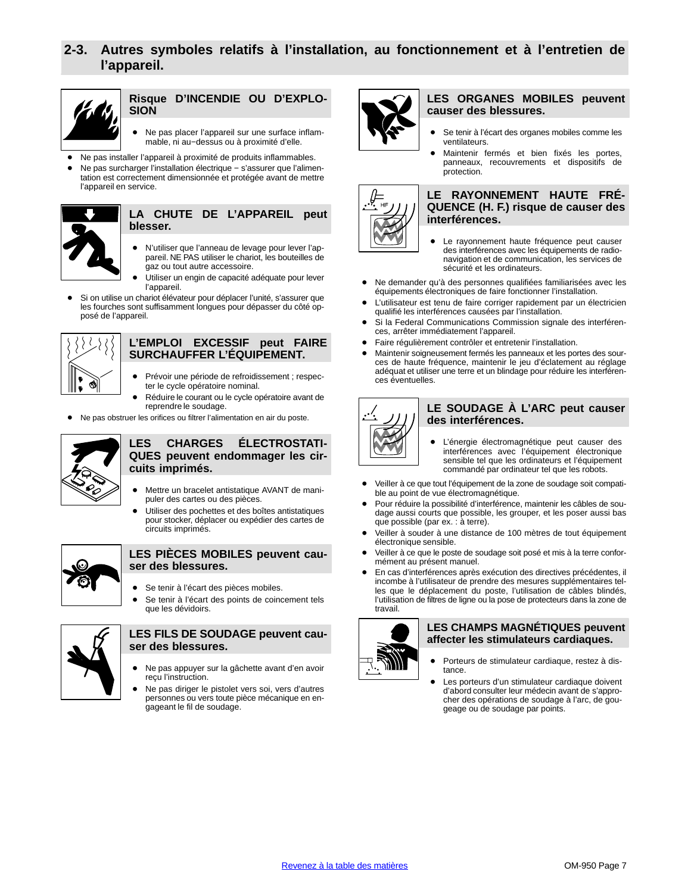## 2-3. Autres symboles relatifs à l'installation, au fonctionnement et à l'entretien de l'appareil.

### Risque D'INCENDIE OU D'EXPLOSION

- Ne pas placer l'appareil sur une surface inflammable, ni au−dessus ou à proximité d'elle.
- Ne pas installer l'appareil à proximité de produits inflammables.
- Ne pas surcharger l'installation électrique − s'assurer que l'alimentation est correctement dimensionnée et protégée avant de mettre l'appareil en service.

### LA CHUTE DE L'APPAREIL peut blesser.

- N'utiliser que l'anneau de levage pour lever l'appareil. NE PAS utiliser le chariot, les bouteilles de gaz ou tout autre accessoire.
- Utiliser un engin de capacité adéquate pour lever l'appareil.
- Si on utilise un chariot élévateur pour déplacer l'unité, s'assurer que les fourches sont suffisamment longues pour dépasser du côté opposé de l'appareil.

### L'EMPLOI EXCESSIF peut FAIRE SURCHAUFFER L'ÉQUIPEMENT.

- Prévoir une période de refroidissement ; respecter le cycle opératoire nominal.
- Réduire le courant ou le cycle opératoire avant de reprendre le soudage.
- Ne pas obstruer les orifices ou filtrer l'alimentation en air du poste.

### LES CHARGES ÉLECTROSTATIQUES peuvent endommager les circuits imprimés.

- Mettre un bracelet antistatique AVANT de manipuler des cartes ou des pièces.
- Utiliser des pochettes et des boîtes antistatiques pour stocker, déplacer ou expédier des cartes de circuits imprimés.

### LES PIÈCES MOBILES peuvent causer des blessures.

- Se tenir à l'écart des pièces mobiles.
- Se tenir à l'écart des points de coincement tels que les dévidoirs.

### LES FILS DE SOUDAGE peuvent causer des blessures.

- Ne pas appuyer sur la gâchette avant d'en avoir reçu l'instruction.
- Ne pas diriger le pistolet vers soi, vers d'autres personnes ou vers toute pièce mécanique en engageant le fil de soudage.

### LES ORGANES MOBILES peuvent causer des blessures.

- Se tenir à l'écart des organes mobiles comme les ventilateurs.
- Maintenir fermés et bien fixés les portes, panneaux, recouvrements et dispositifs de protection.

### LE RAYONNEMENT HAUTE FRÉQUENCE (H. F.) risque de causer des interférences.

- Le rayonnement haute fréquence peut causer des interférences avec les équipements de radio-navigation et de communication, les services de sécurité et les ordinateurs.
- Ne demander qu'à des personnes qualifiées familiarisées avec les équipements électroniques de faire fonctionner l'installation.
- L'utilisateur est tenu de faire corriger rapidement par un électricien qualifié les interférences causées par l'installation.
- Si la Federal Communications Commission signale des interférences, arrêter immédiatement l'appareil.
- Faire régulièrement contrôler et entretenir l'installation.
- Maintenir soigneusement fermés les panneaux et les portes des sources de haute fréquence, maintenir le jeu d'éclatement au réglage adéquat et utiliser une terre et un blindage pour réduire les interférences éventuelles.

### LE SOUDAGE À L'ARC peut causer des interférences.

- L'énergie électromagnétique peut causer des interférences avec l'équipement électronique sensible tel que les ordinateurs et l'équipement commandé par ordinateur tel que les robots.
- Veiller à ce que tout l'équipement de la zone de soudage soit compatible au point de vue électromagnétique.
- Pour réduire la possibilité d'interférence, maintenir les câbles de soudage aussi courts que possible, les grouper, et les poser aussi bas que possible (par ex. : à terre).
- Veiller à souder à une distance de 100 mètres de tout équipement électronique sensible.
- Veiller à ce que le poste de soudage soit posé et mis à la terre conformément au présent manuel.
- En cas d'interférences après exécution des directives précédentes, il incombe à l'utilisateur de prendre des mesures supplémentaires telles que le déplacement du poste, l'utilisation de câbles blindés, l'utilisation de filtres de ligne ou la pose de protecteurs dans la zone de travail.

### LES CHAMPS MAGNÉTIQUES peuvent affecter les stimulateurs cardiaques.

- Porteurs de stimulateur cardiaque, restez à distance.
- Les porteurs d'un stimulateur cardiaque doivent d'abord consulter leur médecin avant de s'approcher des opérations de soudage à l'arc, de gougeage ou de soudage par points.

[Revenez à la table des matières]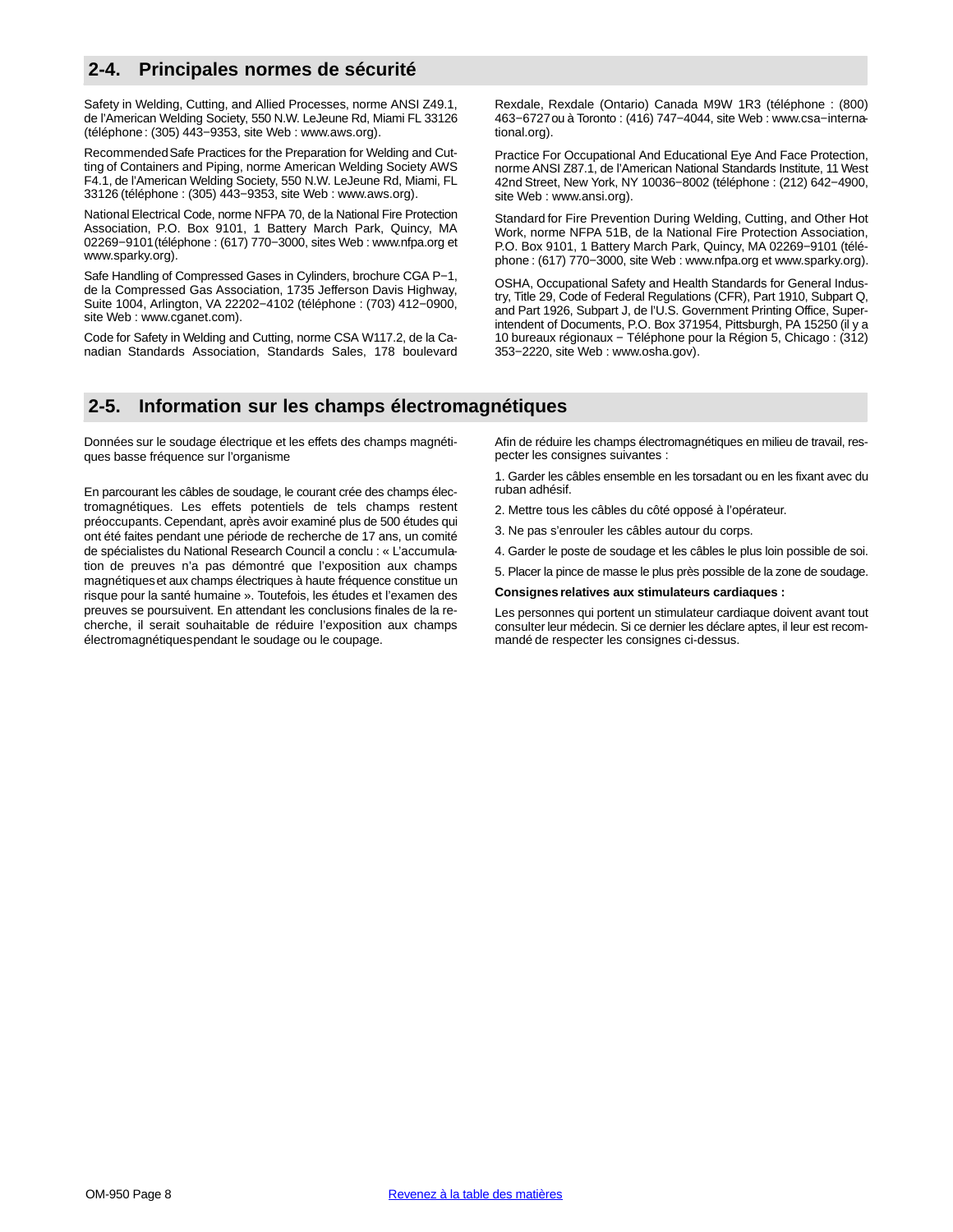## 2-4. Principales normes de sécurité

Safety in Welding, Cutting, and Allied Processes, norme ANSI Z49.1, de l'American Welding Society, 550 N.W. LeJeune Rd, Miami FL 33126 (téléphone : (305) 443−9353, site Web : www.aws.org).

Recommended Safe Practices for the Preparation for Welding and Cutting of Containers and Piping, norme American Welding Society AWS F4.1, de l'American Welding Society, 550 N.W. LeJeune Rd, Miami, FL 33126 (téléphone : (305) 443−9353, site Web : www.aws.org).

National Electrical Code, norme NFPA 70, de la National Fire Protection Association, P.O. Box 9101, 1 Battery March Park, Quincy, MA 02269−9101 (téléphone : (617) 770−3000, sites Web : www.nfpa.org et www.sparky.org).

Safe Handling of Compressed Gases in Cylinders, brochure CGA P−1, de la Compressed Gas Association, 1735 Jefferson Davis Highway, Suite 1004, Arlington, VA 22202−4102 (téléphone : (703) 412−0900, site Web : www.cganet.com).

Code for Safety in Welding and Cutting, norme CSA W117.2, de la Canadian Standards Association, Standards Sales, 178 boulevard Rexdale, Rexdale (Ontario) Canada M9W 1R3 (téléphone : (800) 463−6727 ou à Toronto : (416) 747−4044, site Web : www.csa−international.org).

Practice For Occupational And Educational Eye And Face Protection, norme ANSI Z87.1, de l'American National Standards Institute, 11 West 42nd Street, New York, NY 10036−8002 (téléphone : (212) 642−4900, site Web : www.ansi.org).

Standard for Fire Prevention During Welding, Cutting, and Other Hot Work, norme NFPA 51B, de la National Fire Protection Association, P.O. Box 9101, 1 Battery March Park, Quincy, MA 02269−9101 (téléphone : (617) 770−3000, site Web : www.nfpa.org et www.sparky.org).

OSHA, Occupational Safety and Health Standards for General Industry, Title 29, Code of Federal Regulations (CFR), Part 1910, Subpart Q, and Part 1926, Subpart J, de l'U.S. Government Printing Office, Superintendent of Documents, P.O. Box 371954, Pittsburgh, PA 15250 (il y a 10 bureaux régionaux − Téléphone pour la Région 5, Chicago : (312) 353−2220, site Web : www.osha.gov).

## 2-5. Information sur les champs électromagnétiques

Données sur le soudage électrique et les effets des champs magnétiques basse fréquence sur l'organisme

En parcourant les câbles de soudage, le courant crée des champs électromagnétiques. Les effets potentiels de tels champs restent préoccupants. Cependant, après avoir examiné plus de 500 études qui ont été faites pendant une période de recherche de 17 ans, un comité de spécialistes du National Research Council a conclu : « L'accumulation de preuves n'a pas démontré que l'exposition aux champs magnétiques et aux champs électriques à haute fréquence constitue un risque pour la santé humaine ». Toutefois, les études et l'examen des preuves se poursuivent. En attendant les conclusions finales de la recherche, il serait souhaitable de réduire l'exposition aux champs électromagnétiques pendant le soudage ou le coupage.

Afin de réduire les champs électromagnétiques en milieu de travail, respecter les consignes suivantes :

1. Garder les câbles ensemble en les torsadant ou en les fixant avec du ruban adhésif.

2. Mettre tous les câbles du côté opposé à l'opérateur.

3. Ne pas s'enrouler les câbles autour du corps.

4. Garder le poste de soudage et les câbles le plus loin possible de soi.

5. Placer la pince de masse le plus près possible de la zone de soudage.

**Consignes relatives aux stimulateurs cardiaques :**

Les personnes qui portent un stimulateur cardiaque doivent avant tout consulter leur médecin. Si ce dernier les déclare aptes, il leur est recommandé de respecter les consignes ci-dessus.

Revenez à la table des matières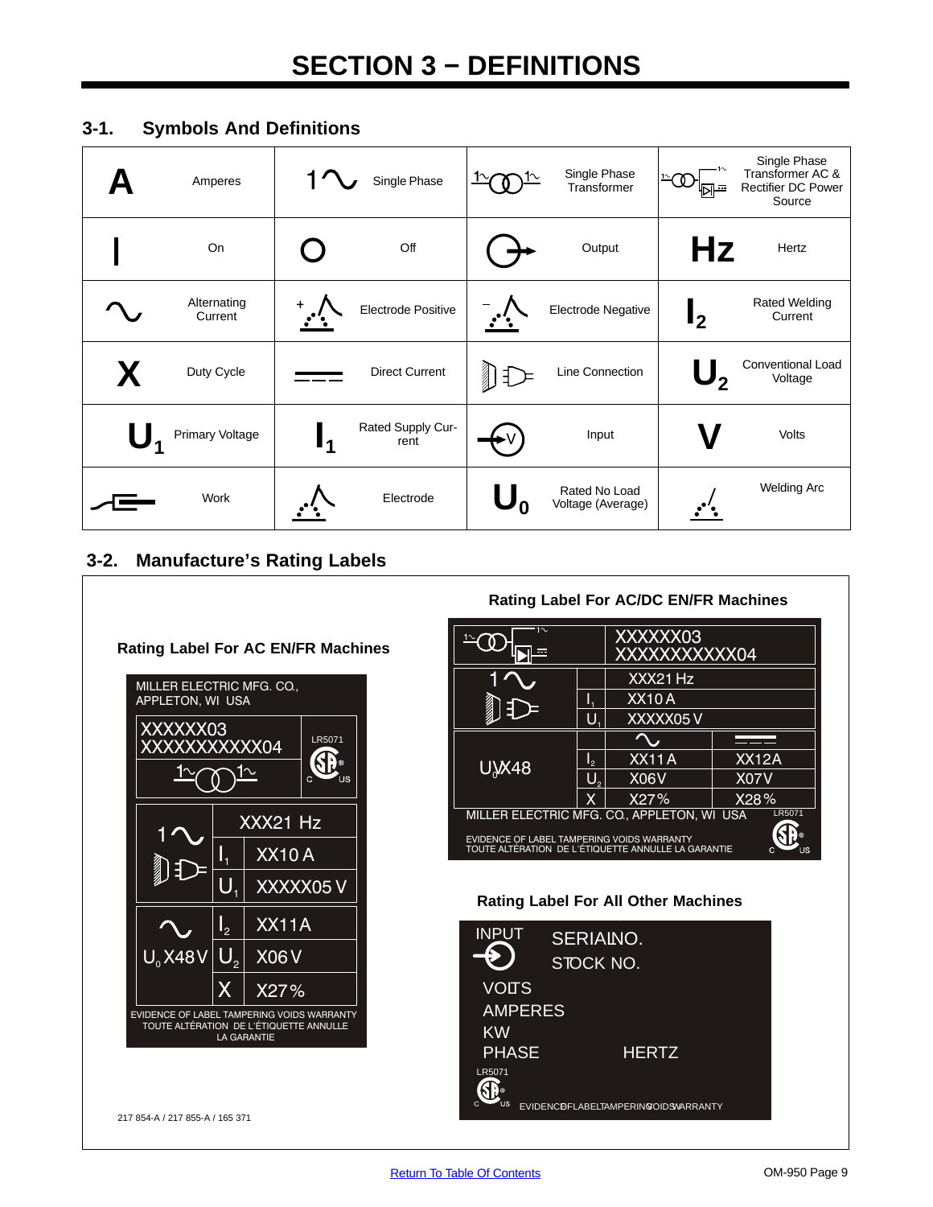# SECTION 3 − DEFINITIONS

## 3-1. Symbols And Definitions

| Symbol | Definition | Symbol | Definition | Symbol | Definition | Symbol | Definition |
|---|---|---|---|---|---|---|---|
| A | Amperes | 1~ | Single Phase | | Single Phase Transformer | | Single Phase Transformer AC & Rectifier DC Power Source |
| I | On | O | Off | | Output | Hz | Hertz |
| ~ | Alternating Current | + | Electrode Positive | − | Electrode Negative | $I_2$ | Rated Welding Current |
| X | Duty Cycle | | Direct Current | | Line Connection | $U_2$ | Conventional Load Voltage |
| $U_1$ | Primary Voltage | $I_1$ | Rated Supply Current | V | Input | V | Volts |
| | Work | | Electrode | $U_0$ | Rated No Load Voltage (Average) | | Welding Arc |

## 3-2. Manufacture's Rating Labels

### Rating Label For AC EN/FR Machines

MILLER ELECTRIC MFG. CO.,
APPLETON, WI USA

XXXXXX03
XXXXXXXXXXX04

LR5071

| | | |
|---|---|---|
| 1~ | | XXX21 Hz |
| | $I_1$ | XX10 A |
| | $U_1$ | XXXXX05 V |
| ~ | $I_2$ | XX11A |
| $U_0$ X48V | $U_2$ | X06 V |
| | X | X27% |

EVIDENCE OF LABEL TAMPERING VOIDS WARRANTY
TOUTE ALTÉRATION DE L'ÉTIQUETTE ANNULLE LA GARANTIE

### Rating Label For AC/DC EN/FR Machines

XXXXXX03
XXXXXXXXXXX04

| | | | |
|---|---|---|---|
| 1~ | | XXX21 Hz | |
| | $I_1$ | XX10 A | |
| | $U_1$ | XXXXX05 V | |
| | | ~ | DC |
| $U_0$ X48 | $I_2$ | XX11 A | XX12A |
| | $U_2$ | X06V | X07V |
| | X | X27% | X28% |

MILLER ELECTRIC MFG. CO., APPLETON, WI USA LR5071

EVIDENCE OF LABEL TAMPERING VOIDS WARRANTY
TOUTE ALTÉRATION DE L'ÉTIQUETTE ANNULLE LA GARANTIE

### Rating Label For All Other Machines

INPUT SERIAL NO.
STOCK NO.
VOLTS
AMPERES
KW
PHASE HERTZ
LR5071
EVIDENCE OF LABEL TAMPERING VOIDS WARRANTY

217 854-A / 217 855-A / 165 371

Return To Table Of Contents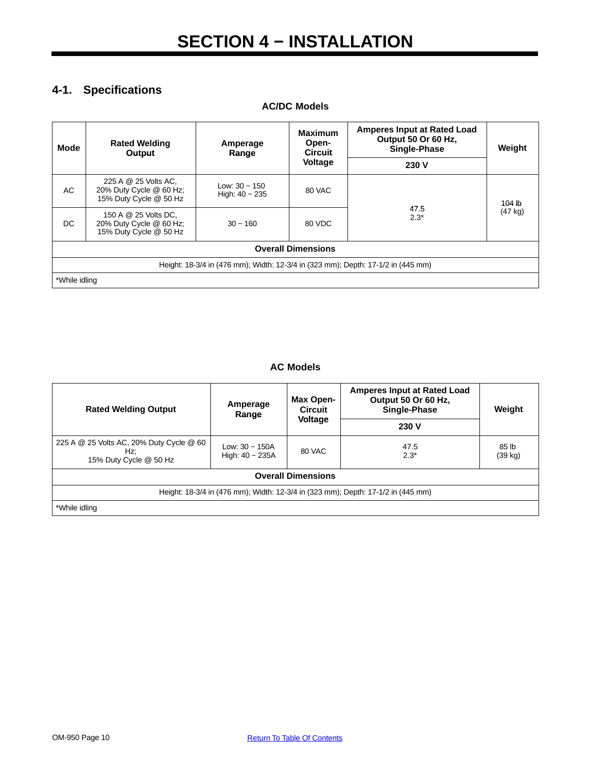# SECTION 4 − INSTALLATION

## 4-1. Specifications

### AC/DC Models

| Mode | Rated Welding Output | Amperage Range | Maximum Open-Circuit Voltage | Amperes Input at Rated Load Output 50 Or 60 Hz, Single-Phase | Weight |
|---|---|---|---|---|---|
| | | | | 230 V | |
| AC | 225 A @ 25 Volts AC, 20% Duty Cycle @ 60 Hz; 15% Duty Cycle @ 50 Hz | Low: 30 − 150 High: 40 − 235 | 80 VAC | 47.5 2.3* | 104 lb (47 kg) |
| DC | 150 A @ 25 Volts DC, 20% Duty Cycle @ 60 Hz; 15% Duty Cycle @ 50 Hz | 30 − 160 | 80 VDC | | |
| **Overall Dimensions** | | | | | |
| Height: 18-3/4 in (476 mm); Width: 12-3/4 in (323 mm); Depth: 17-1/2 in (445 mm) | | | | | |
| *While idling | | | | | |

### AC Models

| Rated Welding Output | Amperage Range | Max Open-Circuit Voltage | Amperes Input at Rated Load Output 50 Or 60 Hz, Single-Phase | Weight |
|---|---|---|---|---|
| | | | 230 V | |
| 225 A @ 25 Volts AC, 20% Duty Cycle @ 60 Hz; 15% Duty Cycle @ 50 Hz | Low: 30 − 150A High: 40 − 235A | 80 VAC | 47.5 2.3* | 85 lb (39 kg) |
| **Overall Dimensions** | | | | |
| Height: 18-3/4 in (476 mm); Width: 12-3/4 in (323 mm); Depth: 17-1/2 in (445 mm) | | | | |
| *While idling | | | | |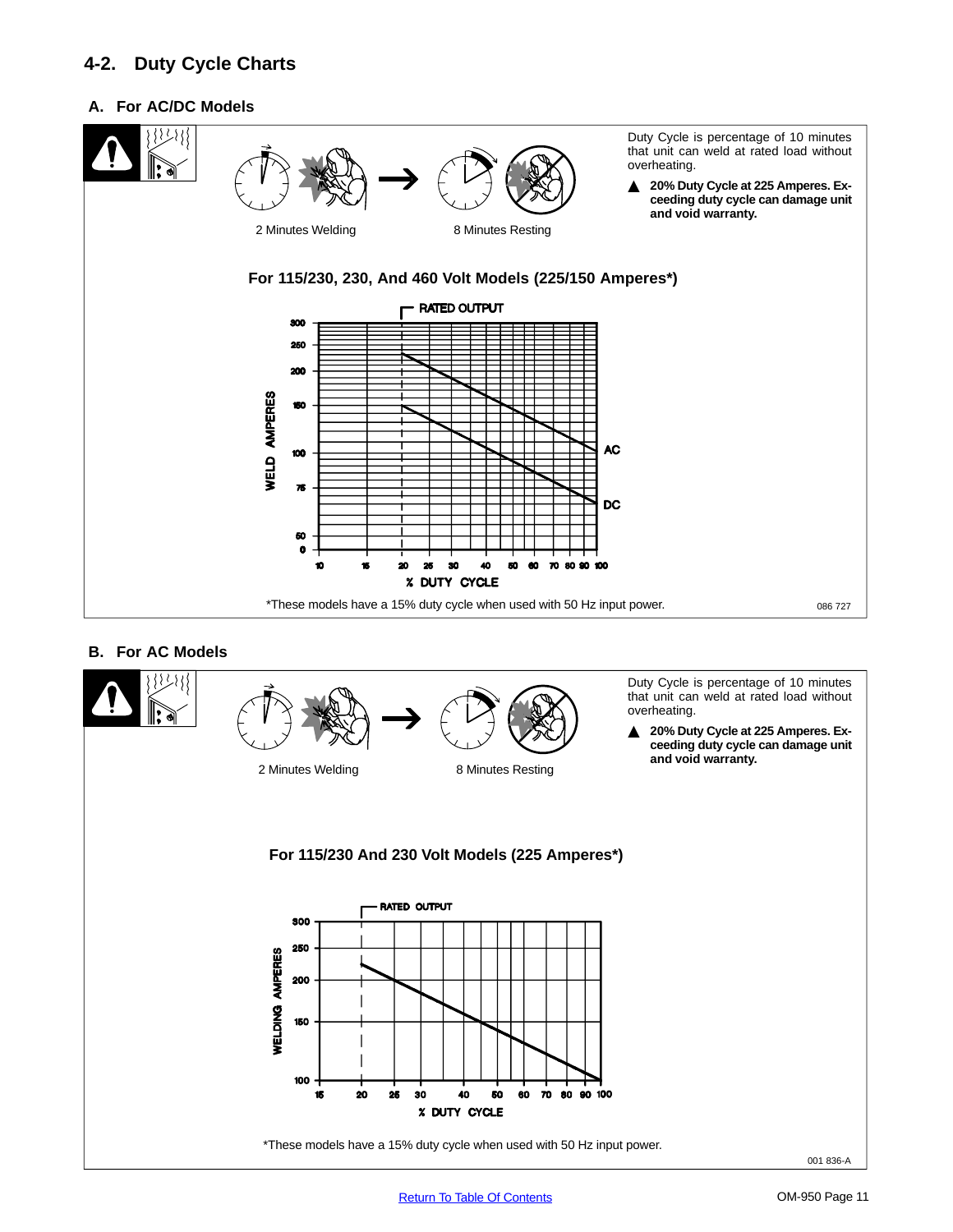## 4-2. Duty Cycle Charts

### A. For AC/DC Models

2 Minutes Welding

8 Minutes Resting

Duty Cycle is percentage of 10 minutes that unit can weld at rated load without overheating.

▲ **20% Duty Cycle at 225 Amperes. Exceeding duty cycle can damage unit and void warranty.**

**For 115/230, 230, And 460 Volt Models (225/150 Amperes*)**

RATED OUTPUT

WELD AMPERES

AC

DC

% DUTY CYCLE

*These models have a 15% duty cycle when used with 50 Hz input power.

086 727

### B. For AC Models

2 Minutes Welding

8 Minutes Resting

Duty Cycle is percentage of 10 minutes that unit can weld at rated load without overheating.

▲ **20% Duty Cycle at 225 Amperes. Exceeding duty cycle can damage unit and void warranty.**

**For 115/230 And 230 Volt Models (225 Amperes*)**

RATED OUTPUT

WELDING AMPERES

% DUTY CYCLE

*These models have a 15% duty cycle when used with 50 Hz input power.

001 836-A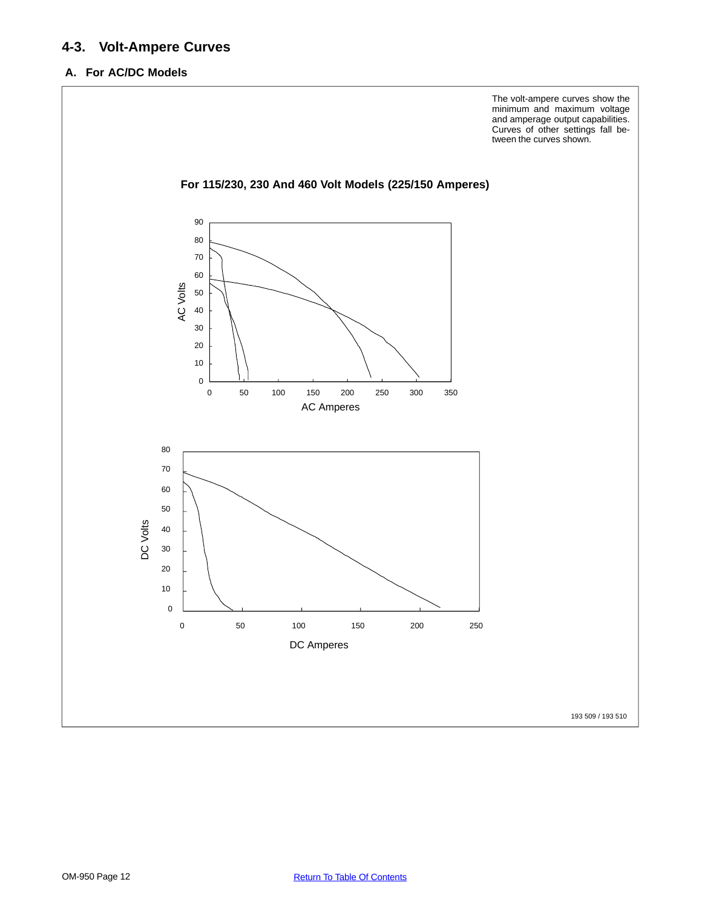## 4-3. Volt-Ampere Curves

### A. For AC/DC Models

The volt-ampere curves show the minimum and maximum voltage and amperage output capabilities. Curves of other settings fall between the curves shown.

**For 115/230, 230 And 460 Volt Models (225/150 Amperes)**

193 509 / 193 510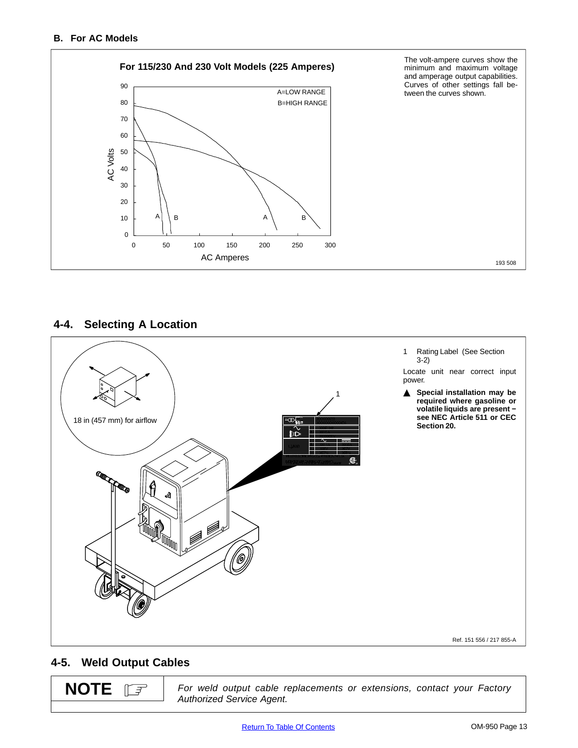### B. For AC Models

**For 115/230 And 230 Volt Models (225 Amperes)**

A=LOW RANGE
B=HIGH RANGE

AC Volts

AC Amperes

The volt-ampere curves show the minimum and maximum voltage and amperage output capabilities. Curves of other settings fall between the curves shown.

193 508

## 4-4. Selecting A Location

18 in (457 mm) for airflow

1 Rating Label (See Section 3-2)

Locate unit near correct input power.

▲ **Special installation may be required where gasoline or volatile liquids are present − see NEC Article 511 or CEC Section 20.**

Ref. 151 556 / 217 855-A

## 4-5. Weld Output Cables

**NOTE**

*For weld output cable replacements or extensions, contact your Factory Authorized Service Agent.*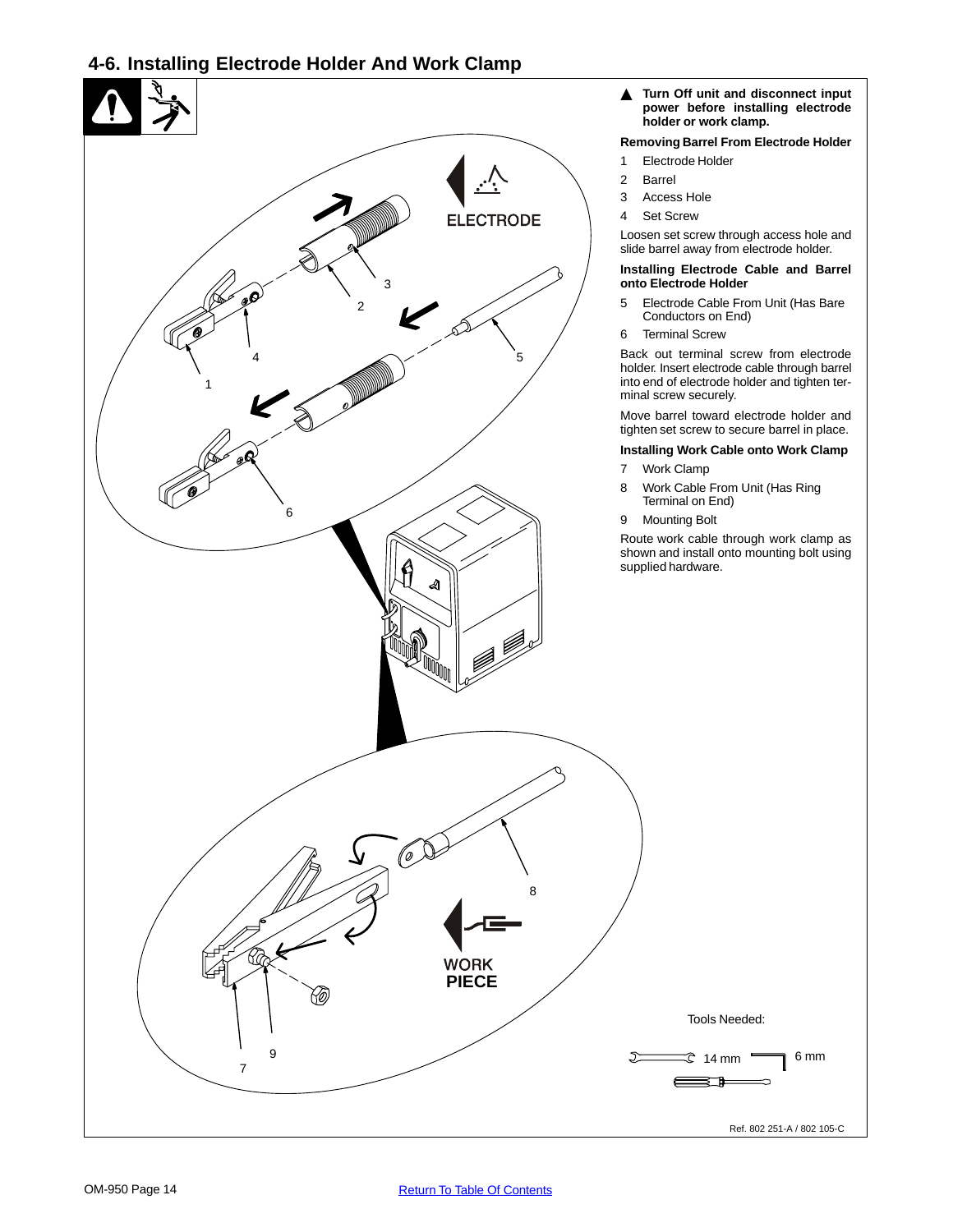## 4-6. Installing Electrode Holder And Work Clamp

▲ **Turn Off unit and disconnect input power before installing electrode holder or work clamp.**

**Removing Barrel From Electrode Holder**

1 Electrode Holder
2 Barrel
3 Access Hole
4 Set Screw

Loosen set screw through access hole and slide barrel away from electrode holder.

**Installing Electrode Cable and Barrel onto Electrode Holder**

5 Electrode Cable From Unit (Has Bare Conductors on End)
6 Terminal Screw

Back out terminal screw from electrode holder. Insert electrode cable through barrel into end of electrode holder and tighten terminal screw securely.

Move barrel toward electrode holder and tighten set screw to secure barrel in place.

**Installing Work Cable onto Work Clamp**

7 Work Clamp
8 Work Cable From Unit (Has Ring Terminal on End)
9 Mounting Bolt

Route work cable through work clamp as shown and install onto mounting bolt using supplied hardware.

ELECTRODE

WORK PIECE

Tools Needed:

14 mm 6 mm

Ref. 802 251-A / 802 105-C

Return To Table Of Contents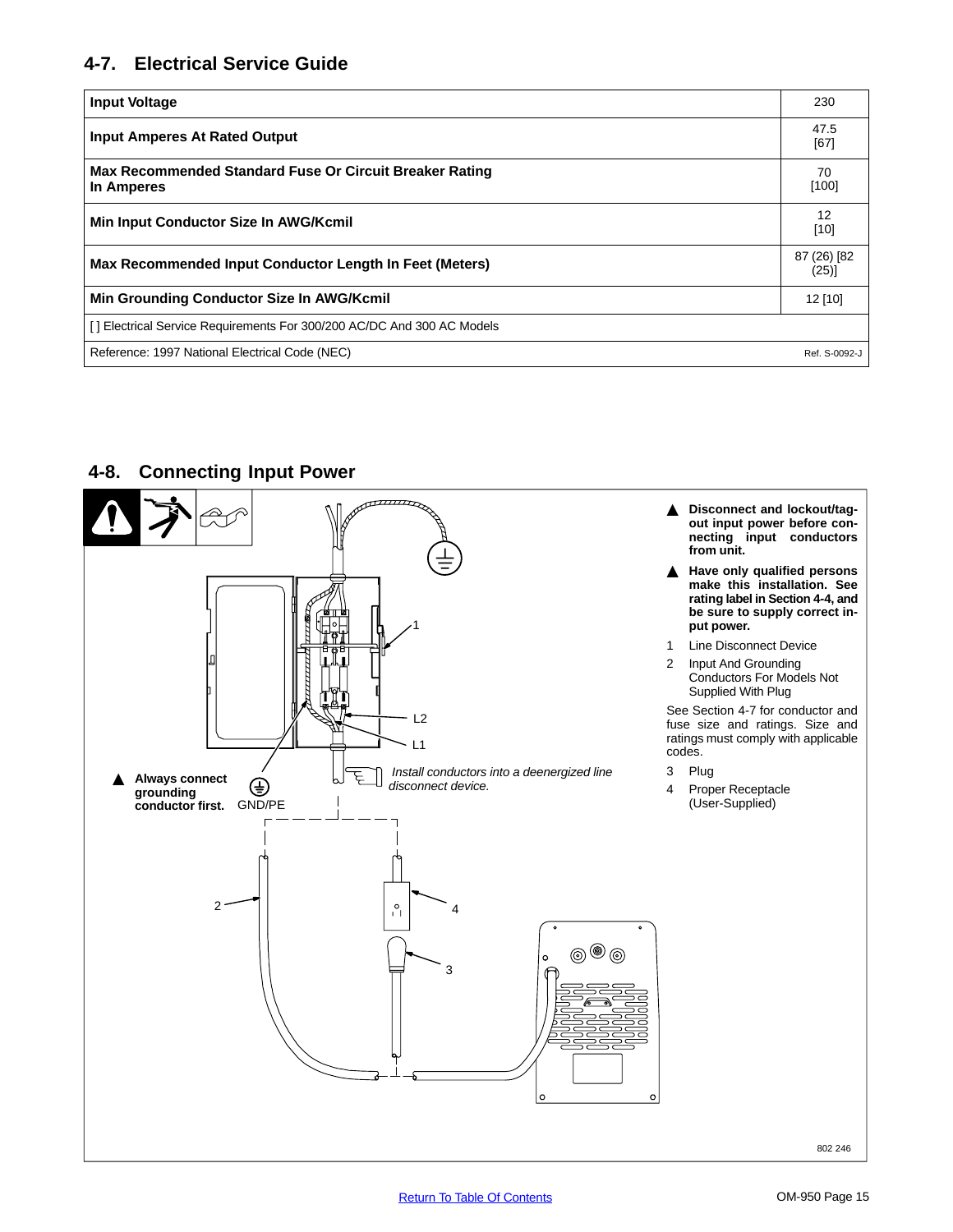## 4-7. Electrical Service Guide

| Input Voltage | 230 |
|---|---|
| Input Amperes At Rated Output | 47.5 [67] |
| Max Recommended Standard Fuse Or Circuit Breaker Rating In Amperes | 70 [100] |
| Min Input Conductor Size In AWG/Kcmil | 12 [10] |
| Max Recommended Input Conductor Length In Feet (Meters) | 87 (26) [82 (25)] |
| Min Grounding Conductor Size In AWG/Kcmil | 12 [10] |
| [ ] Electrical Service Requirements For 300/200 AC/DC And 300 AC Models | |
| Reference: 1997 National Electrical Code (NEC) | Ref. S-0092-J |

## 4-8. Connecting Input Power

▲ **Always connect grounding conductor first.** GND/PE

L2

L1

*Install conductors into a deenergized line disconnect device.*

▲ **Disconnect and lockout/tagout input power before connecting input conductors from unit.**

▲ **Have only qualified persons make this installation. See rating label in Section 4-4, and be sure to supply correct input power.**

1 Line Disconnect Device

2 Input And Grounding Conductors For Models Not Supplied With Plug

See Section 4-7 for conductor and fuse size and ratings. Size and ratings must comply with applicable codes.

3 Plug

4 Proper Receptacle (User-Supplied)

802 246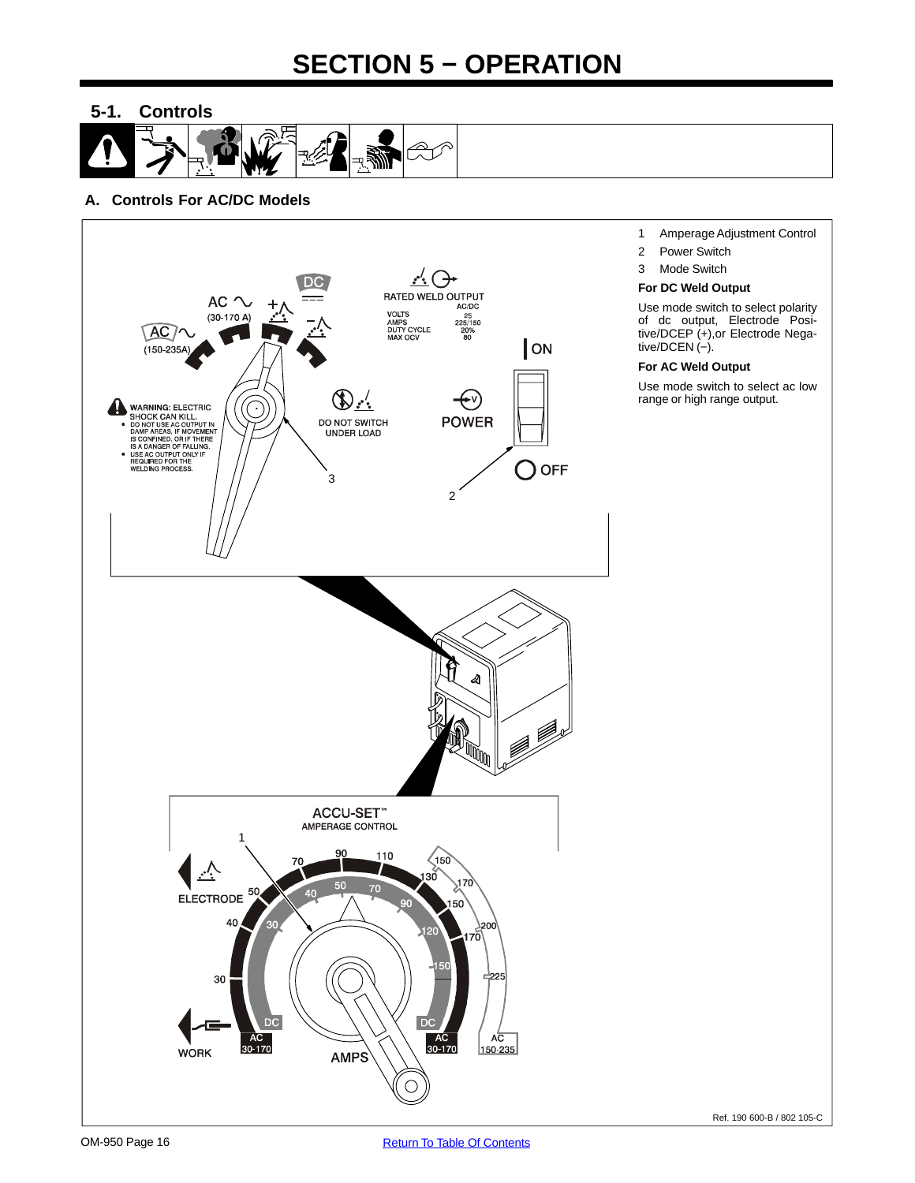# SECTION 5 − OPERATION

## 5-1. Controls

### A. Controls For AC/DC Models

1 Amperage Adjustment Control

2 Power Switch

3 Mode Switch

**For DC Weld Output**

Use mode switch to select polarity of dc output, Electrode Positive/DCEP (+),or Electrode Negative/DCEN (−).

**For AC Weld Output**

Use mode switch to select ac low range or high range output.

Ref. 190 600-B / 802 105-C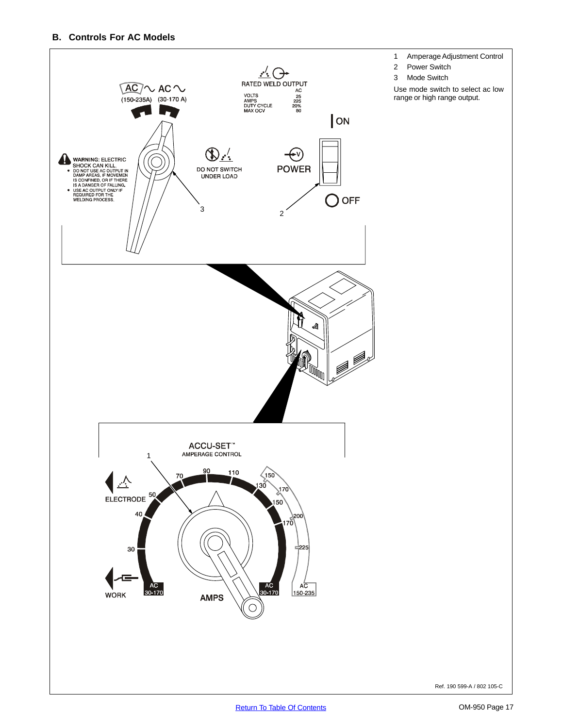## B. Controls For AC Models

1 Amperage Adjustment Control

2 Power Switch

3 Mode Switch

Use mode switch to select ac low range or high range output.

AC (150-235A) AC (30-170 A)

WARNING: ELECTRIC SHOCK CAN KILL.
- DO NOT USE AC OUTPUT IN DAMP AREAS, IF MOVEMEN IS CONFINED, OR IF THERE IS A DANGER OF FALLING.
- USE AC OUTPUT ONLY IF REQUIRED FOR THE WELDING PROCESS.

DO NOT SWITCH UNDER LOAD

RATED WELD OUTPUT

| | AC |
|---|---|
| VOLTS | 25 |
| AMPS | 225 |
| DUTY CYCLE | 20% |
| MAX OCV | 80 |

POWER

ON

OFF

ACCU-SET™ AMPERAGE CONTROL

ELECTRODE

WORK

AMPS

AC 30-170

AC 150-235

Ref. 190 599-A / 802 105-C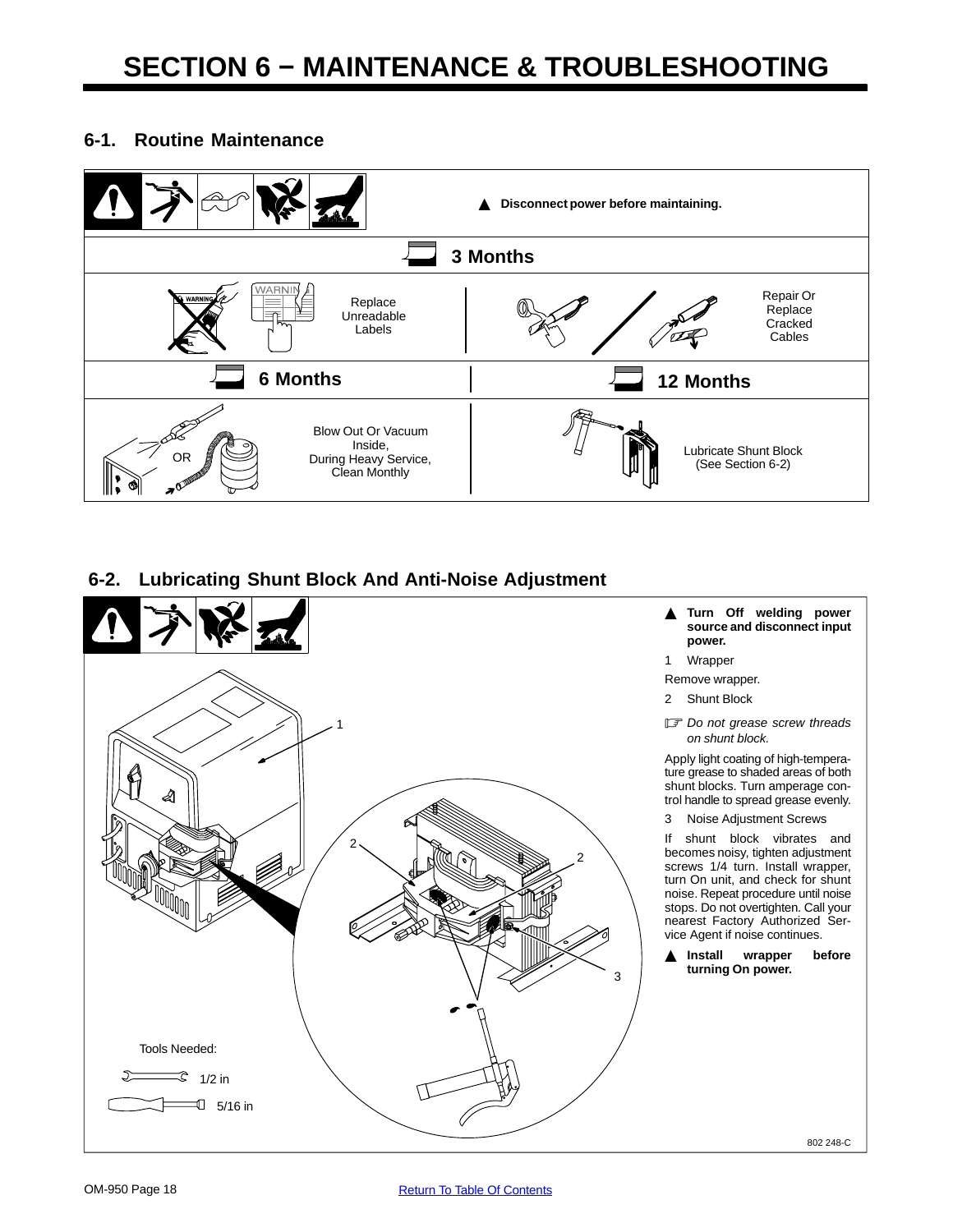# SECTION 6 − MAINTENANCE & TROUBLESHOOTING

## 6-1. Routine Maintenance

▲ **Disconnect power before maintaining.**

| 3 Months | |
|---|---|
| Replace Unreadable Labels | Repair Or Replace Cracked Cables |
| **6 Months** | **12 Months** |
| Blow Out Or Vacuum Inside, During Heavy Service, Clean Monthly | Lubricate Shunt Block (See Section 6-2) |

## 6-2. Lubricating Shunt Block And Anti-Noise Adjustment

▲ **Turn Off welding power source and disconnect input power.**

1 Wrapper

Remove wrapper.

2 Shunt Block

☞ *Do not grease screw threads on shunt block.*

Apply light coating of high-temperature grease to shaded areas of both shunt blocks. Turn amperage control handle to spread grease evenly.

3 Noise Adjustment Screws

If shunt block vibrates and becomes noisy, tighten adjustment screws 1/4 turn. Install wrapper, turn On unit, and check for shunt noise. Repeat procedure until noise stops. Do not overtighten. Call your nearest Factory Authorized Service Agent if noise continues.

▲ **Install wrapper before turning On power.**

Tools Needed:

1/2 in

5/16 in

802 248-C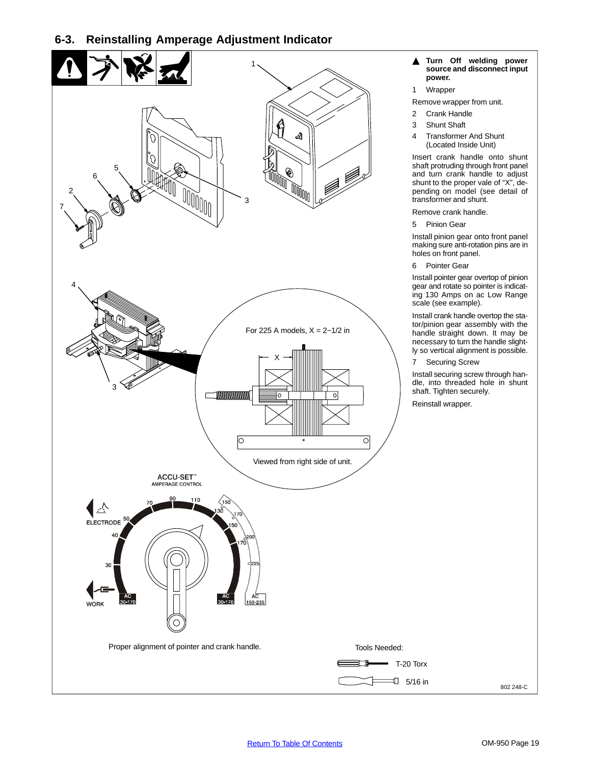## 6-3. Reinstalling Amperage Adjustment Indicator

▲ **Turn Off welding power source and disconnect input power.**

1 Wrapper

Remove wrapper from unit.

2 Crank Handle

3 Shunt Shaft

4 Transformer And Shunt (Located Inside Unit)

Insert crank handle onto shunt shaft protruding through front panel and turn crank handle to adjust shunt to the proper vale of “X”, depending on model (see detail of transformer and shunt.

Remove crank handle.

5 Pinion Gear

Install pinion gear onto front panel making sure anti-rotation pins are in holes on front panel.

6 Pointer Gear

Install pointer gear overtop of pinion gear and rotate so pointer is indicating 130 Amps on ac Low Range scale (see example).

Install crank handle overtop the stator/pinion gear assembly with the handle straight down. It may be necessary to turn the handle slightly so vertical alignment is possible.

7 Securing Screw

Install securing screw through handle, into threaded hole in shunt shaft. Tighten securely.

Reinstall wrapper.

For 225 A models, X = 2−1/2 in

Viewed from right side of unit.

ACCU-SET™ AMPERAGE CONTROL

Proper alignment of pointer and crank handle.

Tools Needed:

T-20 Torx

5/16 in

802 248-C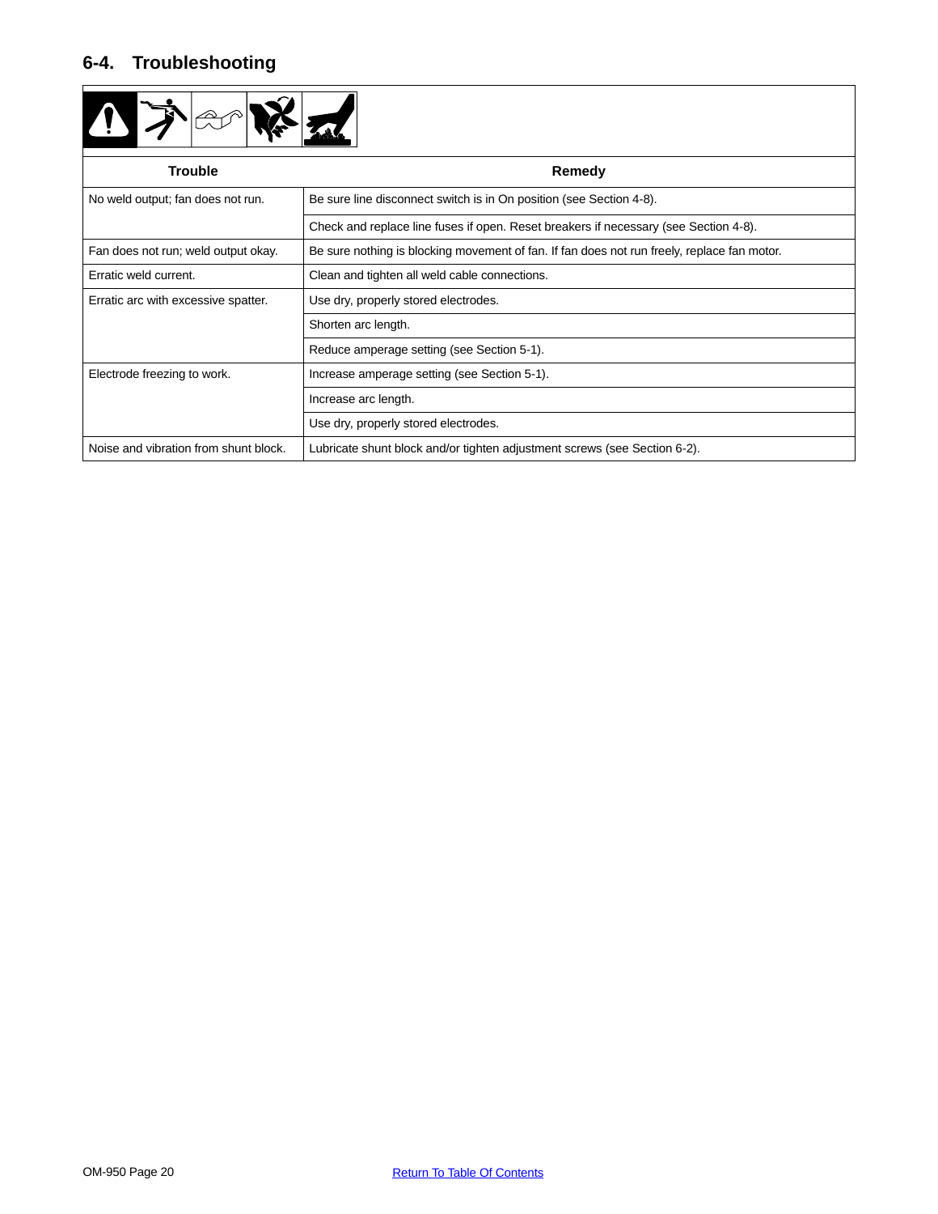## 6-4. Troubleshooting

| Trouble | Remedy |
|---|---|
| No weld output; fan does not run. | Be sure line disconnect switch is in On position (see Section 4-8). |
| | Check and replace line fuses if open. Reset breakers if necessary (see Section 4-8). |
| Fan does not run; weld output okay. | Be sure nothing is blocking movement of fan. If fan does not run freely, replace fan motor. |
| Erratic weld current. | Clean and tighten all weld cable connections. |
| Erratic arc with excessive spatter. | Use dry, properly stored electrodes. |
| | Shorten arc length. |
| | Reduce amperage setting (see Section 5-1). |
| Electrode freezing to work. | Increase amperage setting (see Section 5-1). |
| | Increase arc length. |
| | Use dry, properly stored electrodes. |
| Noise and vibration from shunt block. | Lubricate shunt block and/or tighten adjustment screws (see Section 6-2). |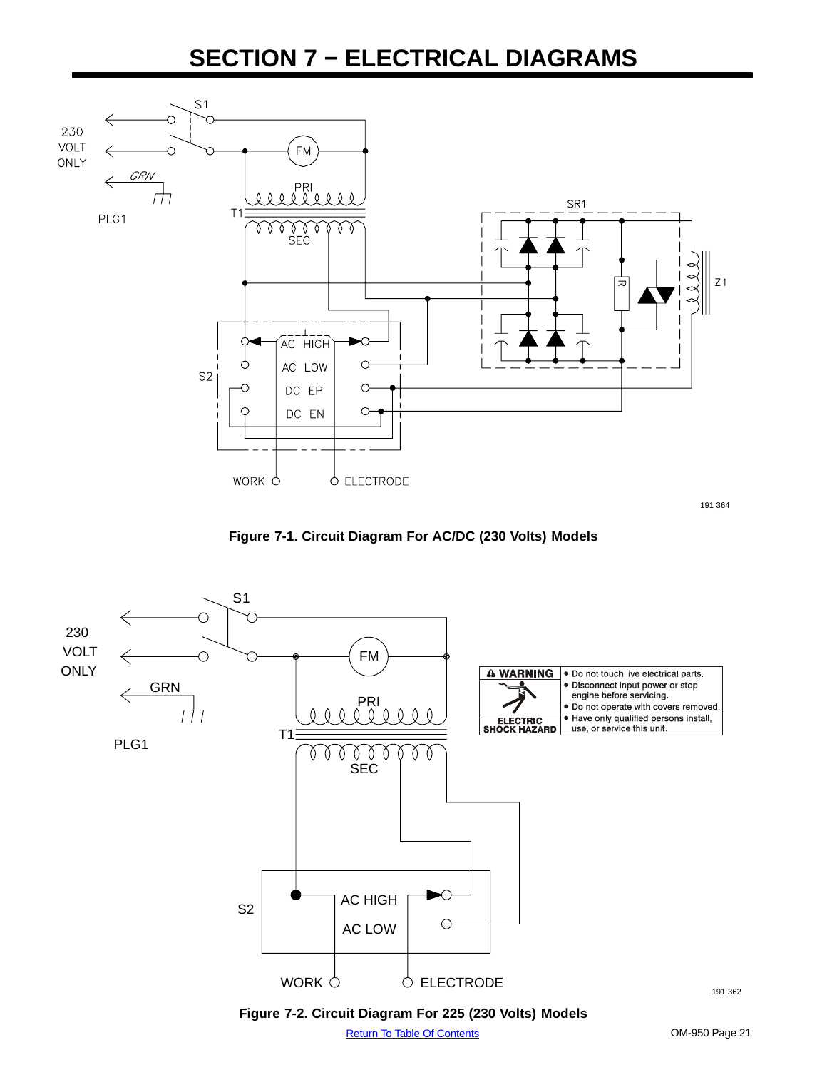# SECTION 7 − ELECTRICAL DIAGRAMS

S1

230 VOLT ONLY

GRN

PLG1

FM

PRI

T1

SEC

SR1

R

Z1

S2

AC HIGH

AC LOW

DC EP

DC EN

WORK

ELECTRODE

191 364

**Figure 7-1. Circuit Diagram For AC/DC (230 Volts) Models**

S1

230 VOLT ONLY

GRN

PLG1

FM

PRI

T1

SEC

S2

AC HIGH

AC LOW

WORK

ELECTRODE

| ⚠ WARNING | • Do not touch live electrical parts. • Disconnect input power or stop engine before servicing. • Do not operate with covers removed. • Have only qualified persons install, use, or service this unit. |
|---|---|
| ELECTRIC SHOCK HAZARD | |

191 362

**Figure 7-2. Circuit Diagram For 225 (230 Volts) Models**

Return To Table Of Contents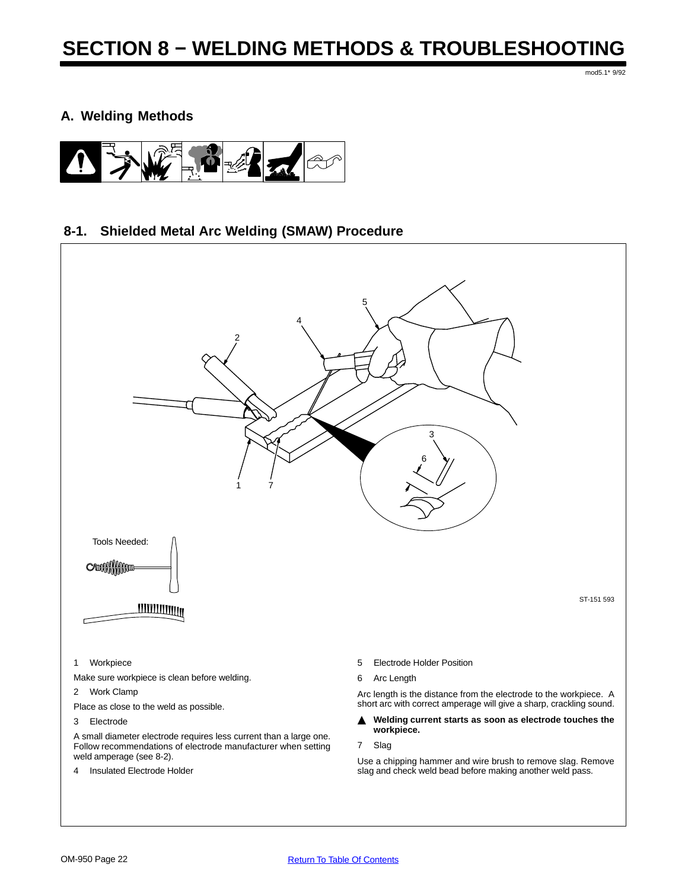# SECTION 8 − WELDING METHODS & TROUBLESHOOTING

mod5.1* 9/92

## A. Welding Methods

### 8-1. Shielded Metal Arc Welding (SMAW) Procedure

Tools Needed:

ST-151 593

1 Workpiece

Make sure workpiece is clean before welding.

2 Work Clamp

Place as close to the weld as possible.

3 Electrode

A small diameter electrode requires less current than a large one. Follow recommendations of electrode manufacturer when setting weld amperage (see 8-2).

4 Insulated Electrode Holder

5 Electrode Holder Position

6 Arc Length

Arc length is the distance from the electrode to the workpiece. A short arc with correct amperage will give a sharp, crackling sound.

▲ **Welding current starts as soon as electrode touches the workpiece.**

7 Slag

Use a chipping hammer and wire brush to remove slag. Remove slag and check weld bead before making another weld pass.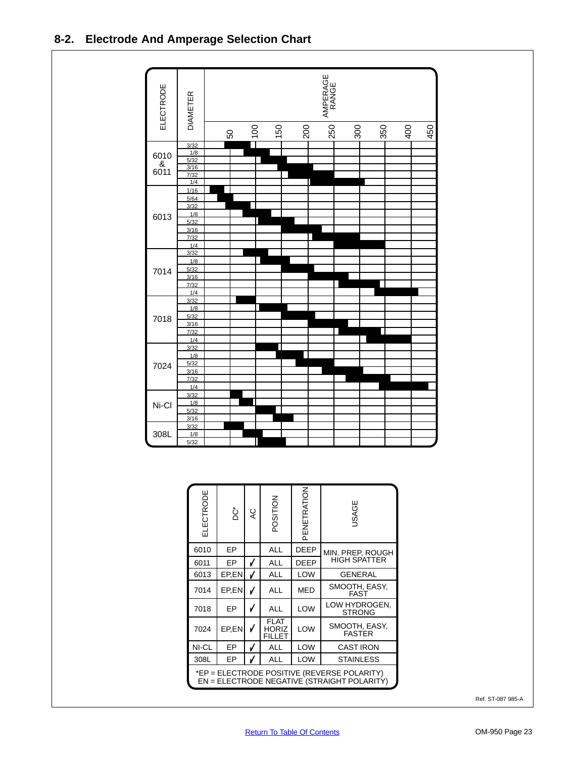## 8-2. Electrode And Amperage Selection Chart

Approximate amperage ranges below are read from the bar chart, whose amperage scale is marked 50, 100, 150, 200, 250, 300, 350, 400 and 450.

| ELECTRODE | DIAMETER | AMPERAGE RANGE (approx.) |
|---|---|---|
| 6010 & 6011 | 3/32 | 40 – 90 |
| | 1/8 | 75 – 125 |
| | 5/32 | 110 – 160 |
| | 3/16 | 140 – 210 |
| | 7/32 | 160 – 250 |
| | 1/4 | 200 – 310 |
| 6013 | 1/16 | 10 – 40 |
| | 5/64 | 25 – 55 |
| | 3/32 | 40 – 90 |
| | 1/8 | 75 – 130 |
| | 5/32 | 105 – 175 |
| | 3/16 | 150 – 230 |
| | 7/32 | 210 – 300 |
| | 1/4 | 250 – 350 |
| 7014 | 3/32 | 75 – 125 |
| | 1/8 | 110 – 165 |
| | 5/32 | 150 – 215 |
| | 3/16 | 200 – 280 |
| | 7/32 | 260 – 340 |
| | 1/4 | 330 – 415 |
| 7018 | 3/32 | 60 – 100 |
| | 1/8 | 105 – 160 |
| | 5/32 | 150 – 215 |
| | 3/16 | 200 – 280 |
| | 7/32 | 260 – 340 |
| | 1/4 | 315 – 400 |
| 7024 | 3/32 | 100 – 145 |
| | 1/8 | 140 – 190 |
| | 5/32 | 180 – 250 |
| | 3/16 | 230 – 310 |
| | 7/32 | 275 – 360 |
| | 1/4 | 340 – 435 |
| Ni-Cl | 3/32 | 50 – 75 |
| | 1/8 | 70 – 95 |
| | 5/32 | 100 – 140 |
| | 3/16 | 135 – 175 |
| 308L | 3/32 | 40 – 75 |
| | 1/8 | 75 – 115 |
| | 5/32 | 105 – 160 |

| ELECTRODE | DC* | AC | POSITION | PENETRATION | USAGE |
|---|---|---|---|---|---|
| 6010 | EP | | ALL | DEEP | MIN. PREP, ROUGH HIGH SPATTER |
| 6011 | EP | ✓ | ALL | DEEP | MIN. PREP, ROUGH HIGH SPATTER |
| 6013 | EP,EN | ✓ | ALL | LOW | GENERAL |
| 7014 | EP,EN | ✓ | ALL | MED | SMOOTH, EASY, FAST |
| 7018 | EP | ✓ | ALL | LOW | LOW HYDROGEN, STRONG |
| 7024 | EP,EN | ✓ | FLAT HORIZ FILLET | LOW | SMOOTH, EASY, FASTER |
| NI-CL | EP | ✓ | ALL | LOW | CAST IRON |
| 308L | EP | ✓ | ALL | LOW | STAINLESS |

*EP = ELECTRODE POSITIVE (REVERSE POLARITY)
EN = ELECTRODE NEGATIVE (STRAIGHT POLARITY)

Ref. ST-087 985-A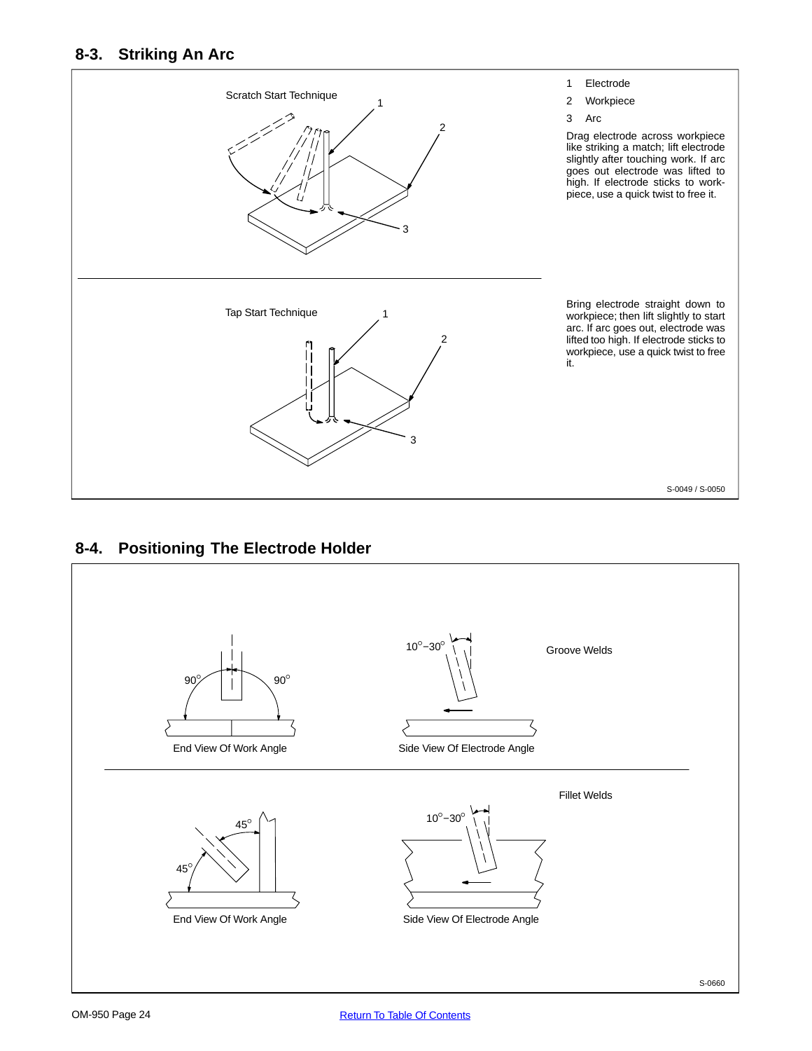## 8-3. Striking An Arc

Scratch Start Technique

1 Electrode

2 Workpiece

3 Arc

Drag electrode across workpiece like striking a match; lift electrode slightly after touching work. If arc goes out electrode was lifted to high. If electrode sticks to workpiece, use a quick twist to free it.

Tap Start Technique

Bring electrode straight down to workpiece; then lift slightly to start arc. If arc goes out, electrode was lifted too high. If electrode sticks to workpiece, use a quick twist to free it.

S-0049 / S-0050

## 8-4. Positioning The Electrode Holder

Groove Welds

90° 90°

End View Of Work Angle

10°−30°

Side View Of Electrode Angle

Fillet Welds

45° 45°

End View Of Work Angle

10°−30°

Side View Of Electrode Angle

S-0660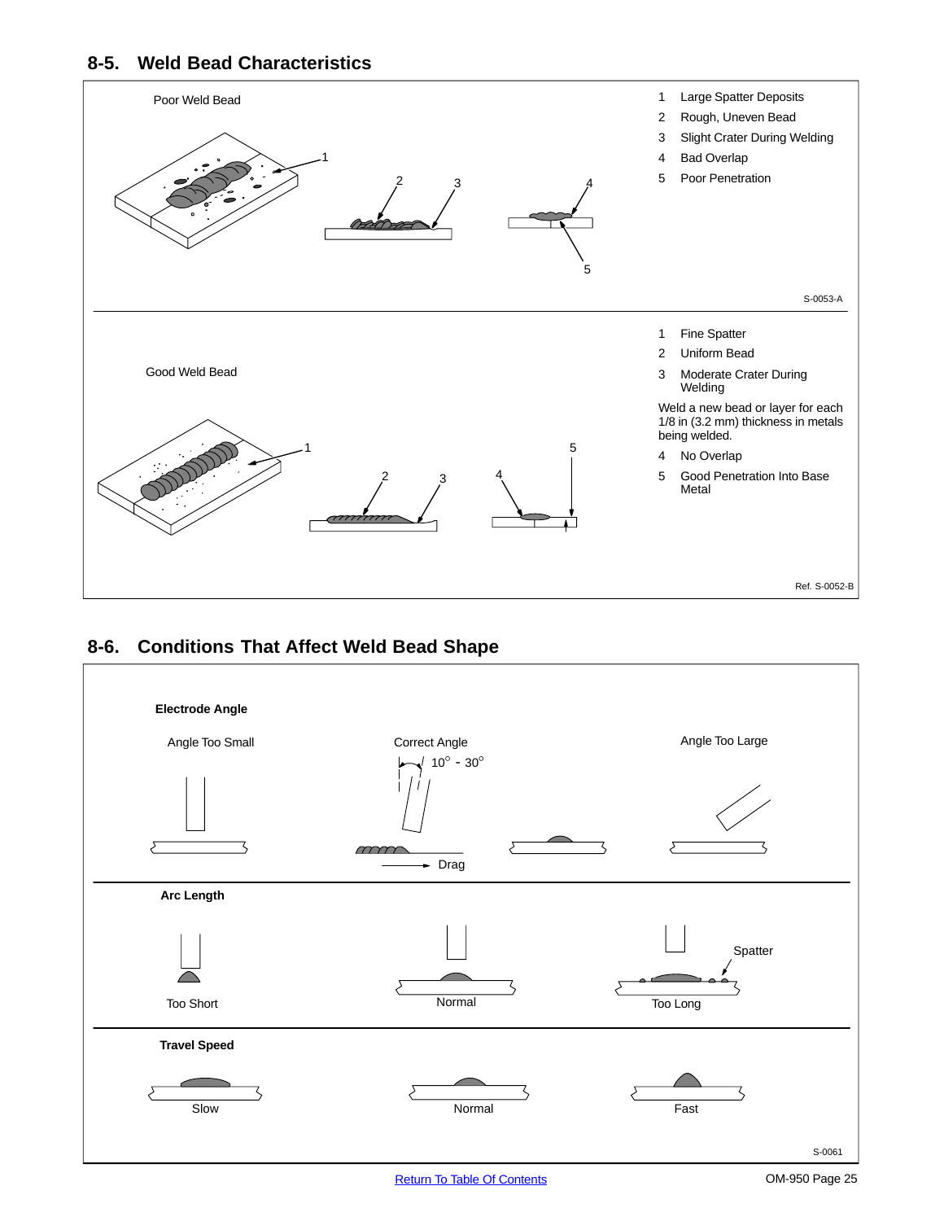## 8-5. Weld Bead Characteristics

Poor Weld Bead

1 Large Spatter Deposits
2 Rough, Uneven Bead
3 Slight Crater During Welding
4 Bad Overlap
5 Poor Penetration

S-0053-A

Good Weld Bead

1 Fine Spatter
2 Uniform Bead
3 Moderate Crater During Welding

Weld a new bead or layer for each 1/8 in (3.2 mm) thickness in metals being welded.

4 No Overlap
5 Good Penetration Into Base Metal

Ref. S-0052-B

## 8-6. Conditions That Affect Weld Bead Shape

**Electrode Angle**

Angle Too Small

Correct Angle

10° - 30°

Drag

Angle Too Large

**Arc Length**

Too Short

Normal

Too Long

Spatter

**Travel Speed**

Slow

Normal

Fast

S-0061

Return To Table Of Contents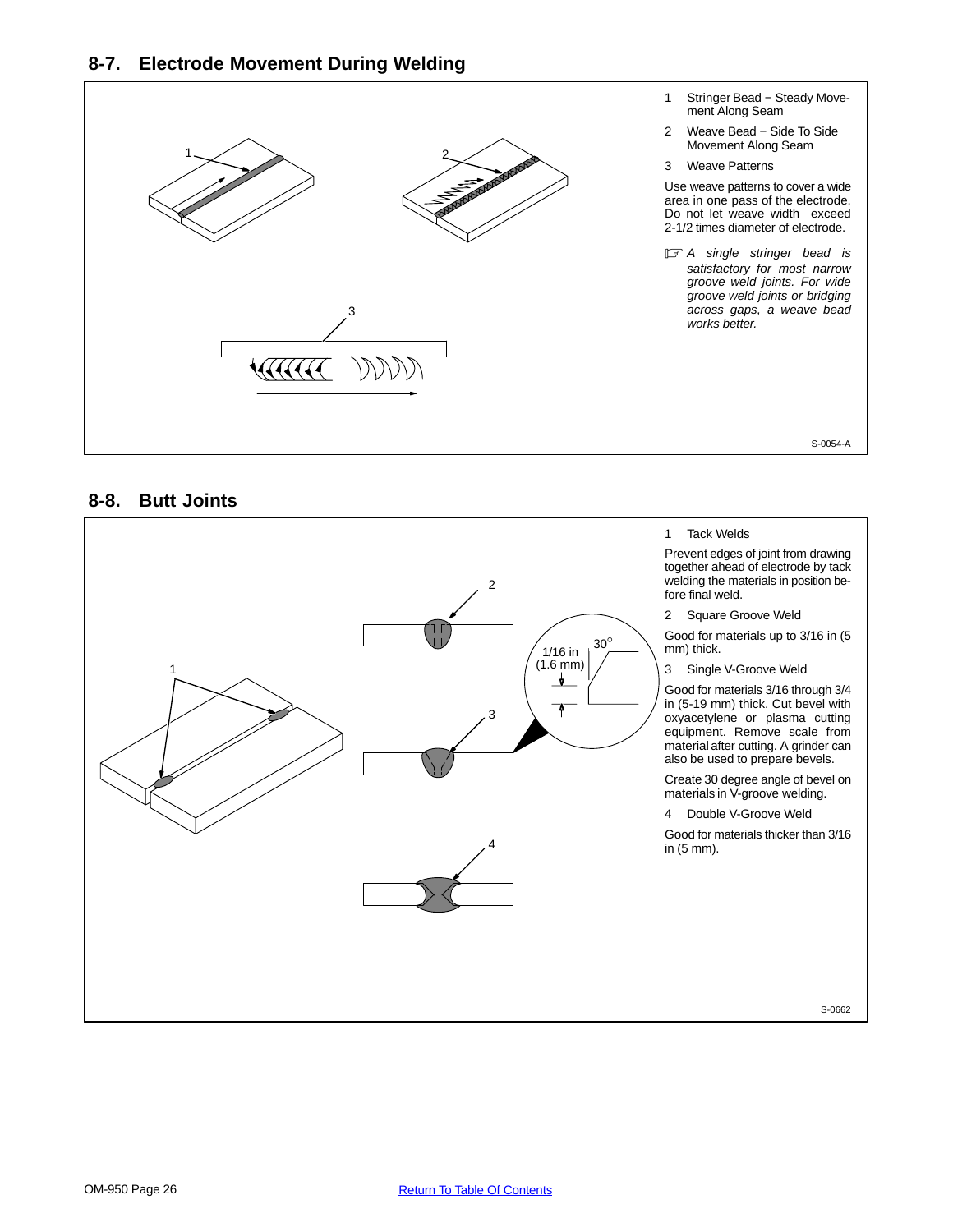## 8-7. Electrode Movement During Welding

1 Stringer Bead − Steady Movement Along Seam

2 Weave Bead − Side To Side Movement Along Seam

3 Weave Patterns

Use weave patterns to cover a wide area in one pass of the electrode. Do not let weave width exceed 2-1/2 times diameter of electrode.

☞ *A single stringer bead is satisfactory for most narrow groove weld joints. For wide groove weld joints or bridging across gaps, a weave bead works better.*

S-0054-A

## 8-8. Butt Joints

1/16 in (1.6 mm)

30°

1 Tack Welds

Prevent edges of joint from drawing together ahead of electrode by tack welding the materials in position before final weld.

2 Square Groove Weld

Good for materials up to 3/16 in (5 mm) thick.

3 Single V-Groove Weld

Good for materials 3/16 through 3/4 in (5-19 mm) thick. Cut bevel with oxyacetylene or plasma cutting equipment. Remove scale from material after cutting. A grinder can also be used to prepare bevels.

Create 30 degree angle of bevel on materials in V-groove welding.

4 Double V-Groove Weld

Good for materials thicker than 3/16 in (5 mm).

S-0662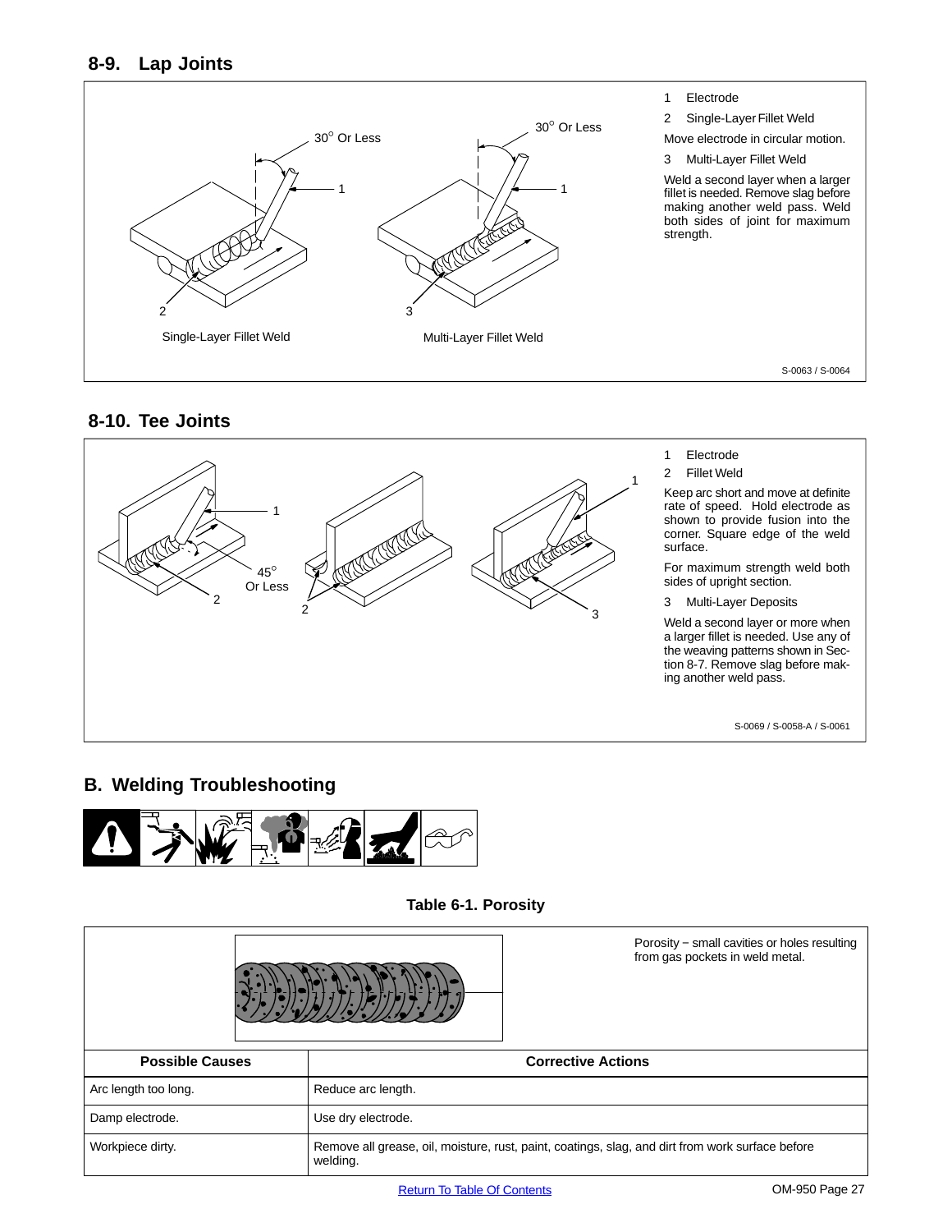## 8-9. Lap Joints

30° Or Less

30° Or Less

Single-Layer Fillet Weld

Multi-Layer Fillet Weld

1 Electrode

2 Single-Layer Fillet Weld

Move electrode in circular motion.

3 Multi-Layer Fillet Weld

Weld a second layer when a larger fillet is needed. Remove slag before making another weld pass. Weld both sides of joint for maximum strength.

S-0063 / S-0064

## 8-10. Tee Joints

45° Or Less

1 Electrode

2 Fillet Weld

Keep arc short and move at definite rate of speed. Hold electrode as shown to provide fusion into the corner. Square edge of the weld surface.

For maximum strength weld both sides of upright section.

3 Multi-Layer Deposits

Weld a second layer or more when a larger fillet is needed. Use any of the weaving patterns shown in Section 8-7. Remove slag before making another weld pass.

S-0069 / S-0058-A / S-0061

# B. Welding Troubleshooting

**Table 6-1. Porosity**

Porosity − small cavities or holes resulting from gas pockets in weld metal.

| Possible Causes | Corrective Actions |
|---|---|
| Arc length too long. | Reduce arc length. |
| Damp electrode. | Use dry electrode. |
| Workpiece dirty. | Remove all grease, oil, moisture, rust, paint, coatings, slag, and dirt from work surface before welding. |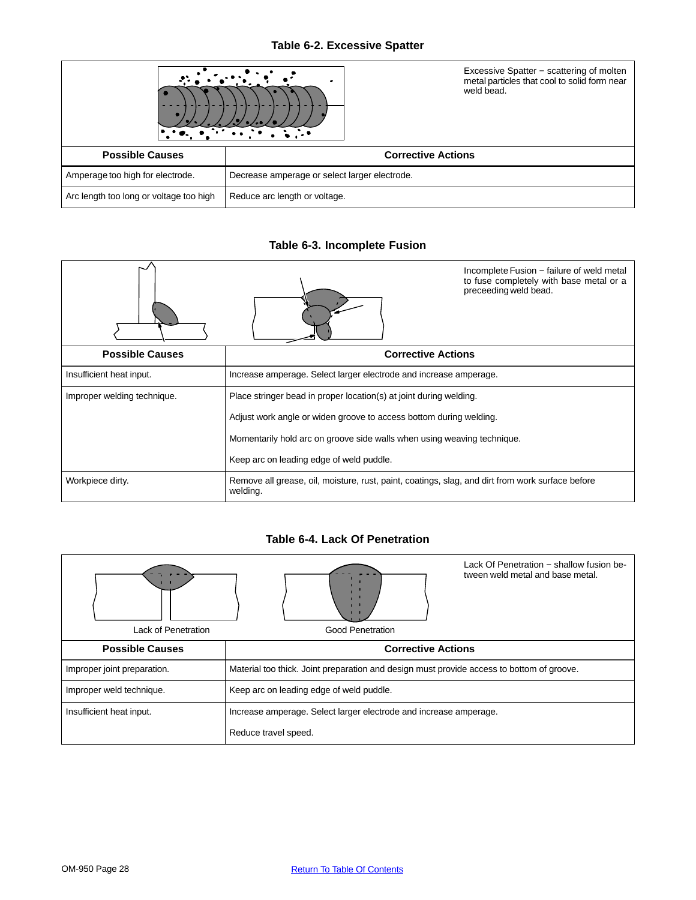### Table 6-2. Excessive Spatter

Excessive Spatter − scattering of molten metal particles that cool to solid form near weld bead.

| Possible Causes | Corrective Actions |
|---|---|
| Amperage too high for electrode. | Decrease amperage or select larger electrode. |
| Arc length too long or voltage too high | Reduce arc length or voltage. |

### Table 6-3. Incomplete Fusion

Incomplete Fusion − failure of weld metal to fuse completely with base metal or a preceeding weld bead.

| Possible Causes | Corrective Actions |
|---|---|
| Insufficient heat input. | Increase amperage. Select larger electrode and increase amperage. |
| Improper welding technique. | Place stringer bead in proper location(s) at joint during welding. |
| | Adjust work angle or widen groove to access bottom during welding. |
| | Momentarily hold arc on groove side walls when using weaving technique. |
| | Keep arc on leading edge of weld puddle. |
| Workpiece dirty. | Remove all grease, oil, moisture, rust, paint, coatings, slag, and dirt from work surface before welding. |

### Table 6-4. Lack Of Penetration

Lack of Penetration

Good Penetration

Lack Of Penetration − shallow fusion between weld metal and base metal.

| Possible Causes | Corrective Actions |
|---|---|
| Improper joint preparation. | Material too thick. Joint preparation and design must provide access to bottom of groove. |
| Improper weld technique. | Keep arc on leading edge of weld puddle. |
| Insufficient heat input. | Increase amperage. Select larger electrode and increase amperage. |
| | Reduce travel speed. |

Return To Table Of Contents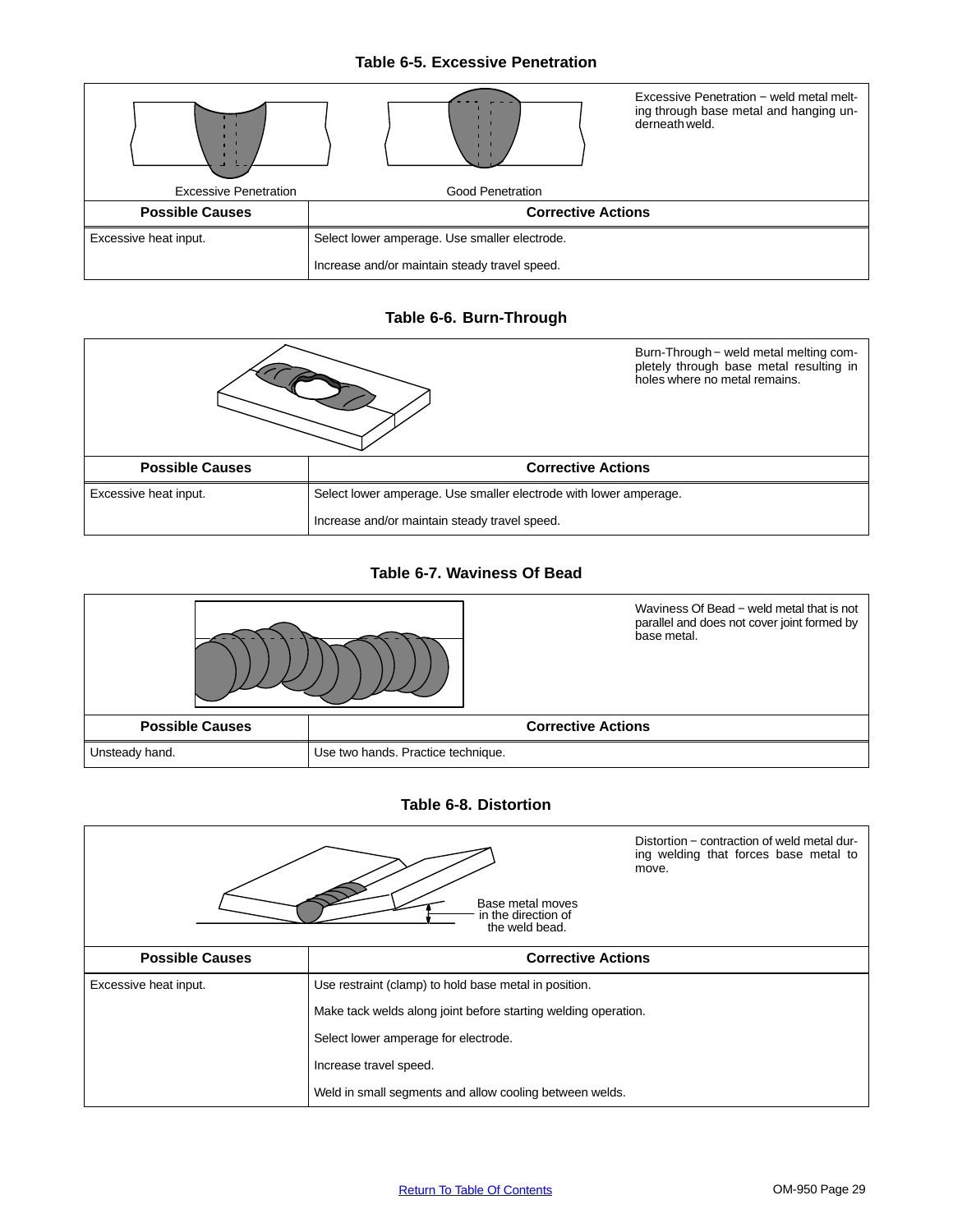### Table 6-5. Excessive Penetration

Excessive Penetration    Good Penetration

Excessive Penetration − weld metal melting through base metal and hanging underneath weld.

| Possible Causes | Corrective Actions |
|---|---|
| Excessive heat input. | Select lower amperage. Use smaller electrode. |
| | Increase and/or maintain steady travel speed. |

### Table 6-6. Burn-Through

Burn-Through − weld metal melting completely through base metal resulting in holes where no metal remains.

| Possible Causes | Corrective Actions |
|---|---|
| Excessive heat input. | Select lower amperage. Use smaller electrode with lower amperage. |
| | Increase and/or maintain steady travel speed. |

### Table 6-7. Waviness Of Bead

Waviness Of Bead − weld metal that is not parallel and does not cover joint formed by base metal.

| Possible Causes | Corrective Actions |
|---|---|
| Unsteady hand. | Use two hands. Practice technique. |

### Table 6-8. Distortion

Base metal moves in the direction of the weld bead.

Distortion − contraction of weld metal during welding that forces base metal to move.

| Possible Causes | Corrective Actions |
|---|---|
| Excessive heat input. | Use restraint (clamp) to hold base metal in position. |
| | Make tack welds along joint before starting welding operation. |
| | Select lower amperage for electrode. |
| | Increase travel speed. |
| | Weld in small segments and allow cooling between welds. |

Return To Table Of Contents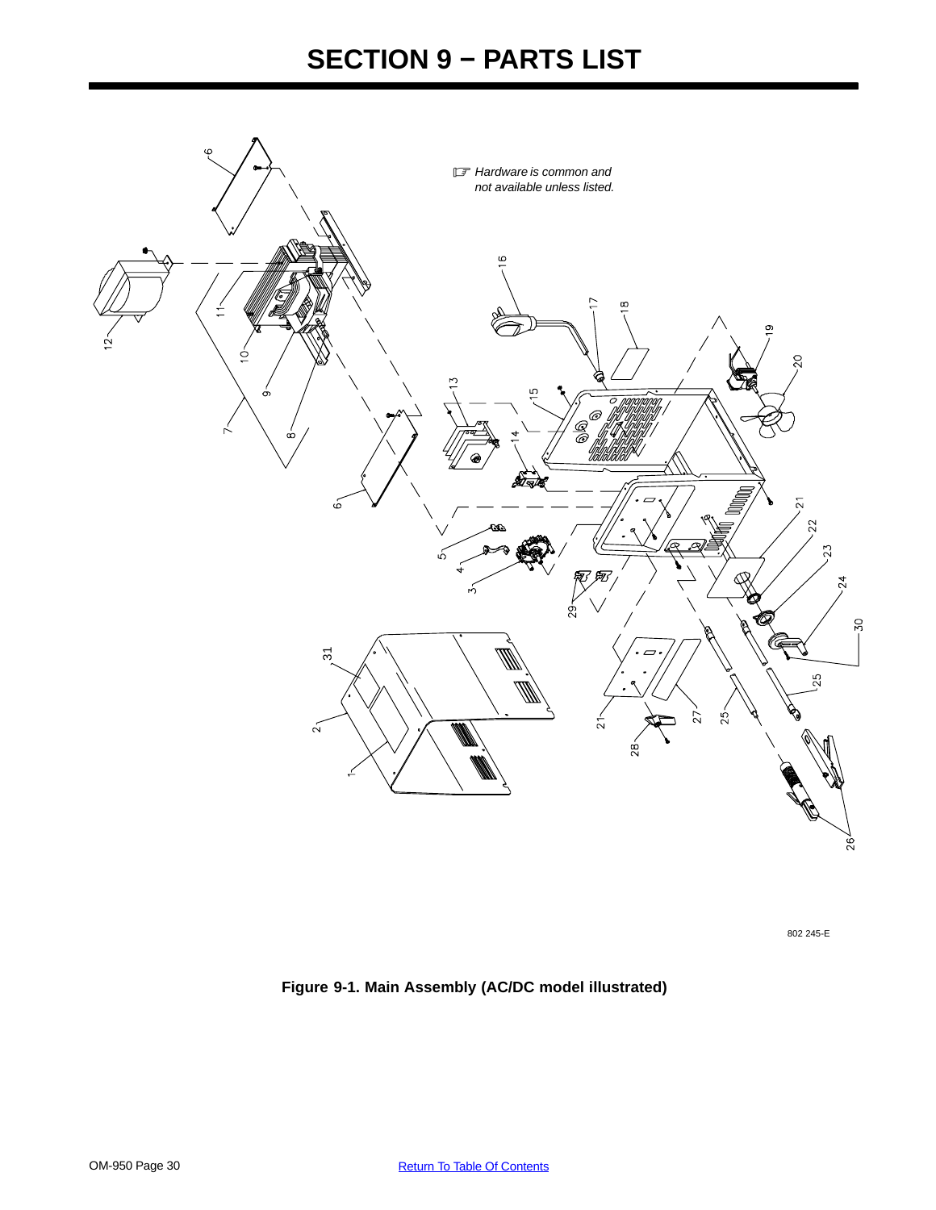# SECTION 9 − PARTS LIST

*Hardware is common and not available unless listed.*

802 245-E

**Figure 9-1. Main Assembly (AC/DC model illustrated)**

Return To Table Of Contents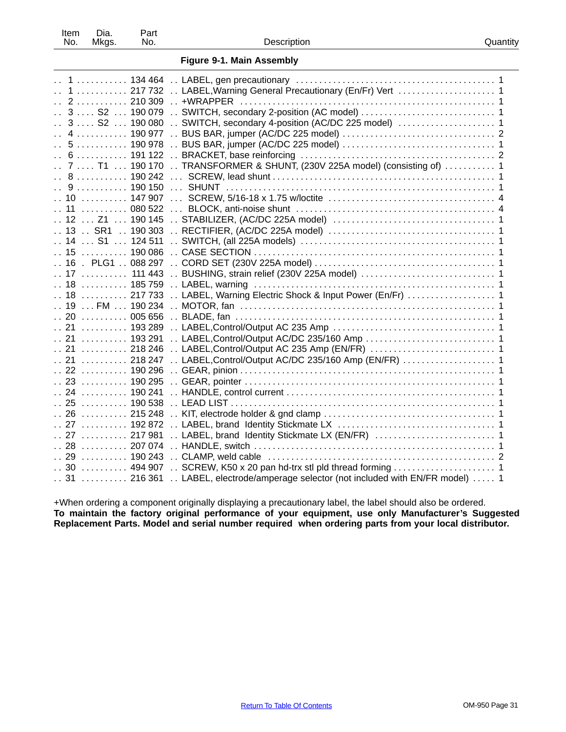| Item No. | Dia. Mkgs. | Part No. | Description | Quantity |
|---|---|---|---|---|
| | | | **Figure 9-1. Main Assembly** | |
| 1 | | 134 464 | LABEL, gen precautionary | 1 |
| 1 | | 217 732 | LABEL,Warning General Precautionary (En/Fr) Vert | 1 |
| 2 | | 210 309 | +WRAPPER | 1 |
| 3 | S2 | 190 079 | SWITCH, secondary 2-position (AC model) | 1 |
| 3 | S2 | 190 080 | SWITCH, secondary 4-position (AC/DC 225 model) | 1 |
| 4 | | 190 977 | BUS BAR, jumper (AC/DC 225 model) | 2 |
| 5 | | 190 978 | BUS BAR, jumper (AC/DC 225 model) | 1 |
| 6 | | 191 122 | BRACKET, base reinforcing | 2 |
| 7 | T1 | 190 170 | TRANSFORMER & SHUNT, (230V 225A model) (consisting of) | 1 |
| 8 | | 190 242 | SCREW, lead shunt | 1 |
| 9 | | 190 150 | SHUNT | 1 |
| 10 | | 147 907 | SCREW, 5/16-18 x 1.75 w/loctite | 4 |
| 11 | | 080 522 | BLOCK, anti-noise shunt | 4 |
| 12 | Z1 | 190 145 | STABILIZER, (AC/DC 225A model) | 1 |
| 13 | SR1 | 190 303 | RECTIFIER, (AC/DC 225A model) | 1 |
| 14 | S1 | 124 511 | SWITCH, (all 225A models) | 1 |
| 15 | | 190 086 | CASE SECTION | 1 |
| 16 | PLG1 | 088 297 | CORD SET (230V 225A model) | 1 |
| 17 | | 111 443 | BUSHING, strain relief (230V 225A model) | 1 |
| 18 | | 185 759 | LABEL, warning | 1 |
| 18 | | 217 733 | LABEL, Warning Electric Shock & Input Power (En/Fr) | 1 |
| 19 | FM | 190 234 | MOTOR, fan | 1 |
| 20 | | 005 656 | BLADE, fan | 1 |
| 21 | | 193 289 | LABEL,Control/Output AC 235 Amp | 1 |
| 21 | | 193 291 | LABEL,Control/Output AC/DC 235/160 Amp | 1 |
| 21 | | 218 246 | LABEL,Control/Output AC 235 Amp (EN/FR) | 1 |
| 21 | | 218 247 | LABEL,Control/Output AC/DC 235/160 Amp (EN/FR) | 1 |
| 22 | | 190 296 | GEAR, pinion | 1 |
| 23 | | 190 295 | GEAR, pointer | 1 |
| 24 | | 190 241 | HANDLE, control current | 1 |
| 25 | | 190 538 | LEAD LIST | 1 |
| 26 | | 215 248 | KIT, electrode holder & gnd clamp | 1 |
| 27 | | 192 872 | LABEL, brand Identity Stickmate LX | 1 |
| 27 | | 217 981 | LABEL, brand Identity Stickmate LX (EN/FR) | 1 |
| 28 | | 207 074 | HANDLE, switch | 1 |
| 29 | | 190 243 | CLAMP, weld cable | 2 |
| 30 | | 494 907 | SCREW, K50 x 20 pan hd-trx stl pld thread forming | 1 |
| 31 | | 216 361 | LABEL, electrode/amperage selector (not included with EN/FR model) | 1 |

+When ordering a component originally displaying a precautionary label, the label should also be ordered.

**To maintain the factory original performance of your equipment, use only Manufacturer's Suggested Replacement Parts. Model and serial number required when ordering parts from your local distributor.**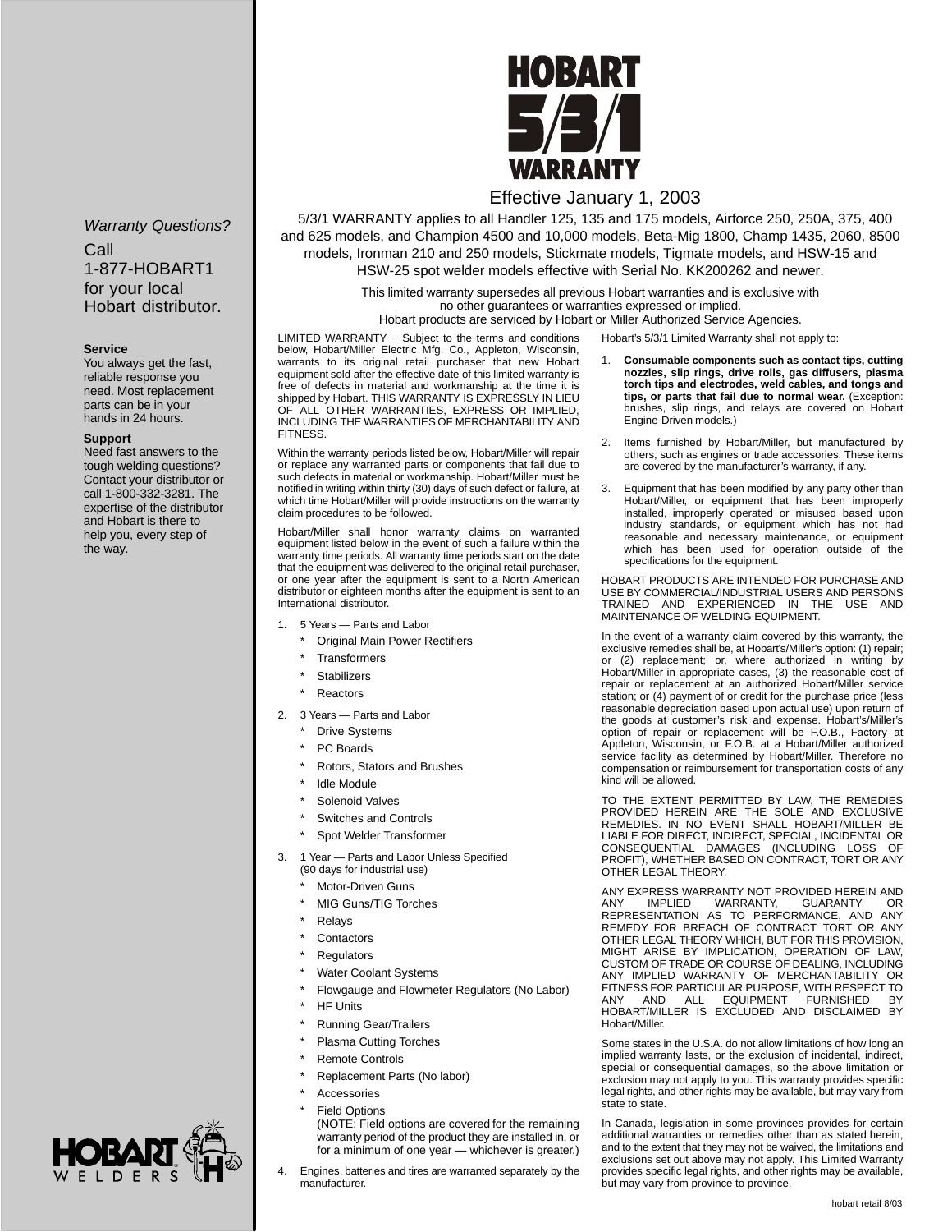# HOBART 5/3/1 WARRANTY

Effective January 1, 2003

5/3/1 WARRANTY applies to all Handler 125, 135 and 175 models, Airforce 250, 250A, 375, 400 and 625 models, and Champion 4500 and 10,000 models, Beta-Mig 1800, Champ 1435, 2060, 8500 models, Ironman 210 and 250 models, Stickmate models, Tigmate models, and HSW-15 and HSW-25 spot welder models effective with Serial No. KK200262 and newer.

This limited warranty supersedes all previous Hobart warranties and is exclusive with no other guarantees or warranties expressed or implied.
Hobart products are serviced by Hobart or Miller Authorized Service Agencies.

*Warranty Questions?*

Call
1-877-HOBART1
for your local
Hobart distributor.

**Service**
You always get the fast, reliable response you need. Most replacement parts can be in your hands in 24 hours.

**Support**
Need fast answers to the tough welding questions? Contact your distributor or call 1-800-332-3281. The expertise of the distributor and Hobart is there to help you, every step of the way.

LIMITED WARRANTY − Subject to the terms and conditions below, Hobart/Miller Electric Mfg. Co., Appleton, Wisconsin, warrants to its original retail purchaser that new Hobart equipment sold after the effective date of this limited warranty is free of defects in material and workmanship at the time it is shipped by Hobart. THIS WARRANTY IS EXPRESSLY IN LIEU OF ALL OTHER WARRANTIES, EXPRESS OR IMPLIED, INCLUDING THE WARRANTIES OF MERCHANTABILITY AND FITNESS.

Within the warranty periods listed below, Hobart/Miller will repair or replace any warranted parts or components that fail due to such defects in material or workmanship. Hobart/Miller must be notified in writing within thirty (30) days of such defect or failure, at which time Hobart/Miller will provide instructions on the warranty claim procedures to be followed.

Hobart/Miller shall honor warranty claims on warranted equipment listed below in the event of such a failure within the warranty time periods. All warranty time periods start on the date that the equipment was delivered to the original retail purchaser, or one year after the equipment is sent to a North American distributor or eighteen months after the equipment is sent to an International distributor.

1. 5 Years — Parts and Labor
   * Original Main Power Rectifiers
   * Transformers
   * Stabilizers
   * Reactors
2. 3 Years — Parts and Labor
   * Drive Systems
   * PC Boards
   * Rotors, Stators and Brushes
   * Idle Module
   * Solenoid Valves
   * Switches and Controls
   * Spot Welder Transformer
3. 1 Year — Parts and Labor Unless Specified
   (90 days for industrial use)
   * Motor-Driven Guns
   * MIG Guns/TIG Torches
   * Relays
   * Contactors
   * Regulators
   * Water Coolant Systems
   * Flowgauge and Flowmeter Regulators (No Labor)
   * HF Units
   * Running Gear/Trailers
   * Plasma Cutting Torches
   * Remote Controls
   * Replacement Parts (No labor)
   * Accessories
   * Field Options
     (NOTE: Field options are covered for the remaining warranty period of the product they are installed in, or for a minimum of one year — whichever is greater.)
4. Engines, batteries and tires are warranted separately by the manufacturer.

Hobart's 5/3/1 Limited Warranty shall not apply to:

1. **Consumable components such as contact tips, cutting nozzles, slip rings, drive rolls, gas diffusers, plasma torch tips and electrodes, weld cables, and tongs and tips, or parts that fail due to normal wear.** (Exception: brushes, slip rings, and relays are covered on Hobart Engine-Driven models.)
2. Items furnished by Hobart/Miller, but manufactured by others, such as engines or trade accessories. These items are covered by the manufacturer's warranty, if any.
3. Equipment that has been modified by any party other than Hobart/Miller, or equipment that has been improperly installed, improperly operated or misused based upon industry standards, or equipment which has not had reasonable and necessary maintenance, or equipment which has been used for operation outside of the specifications for the equipment.

HOBART PRODUCTS ARE INTENDED FOR PURCHASE AND USE BY COMMERCIAL/INDUSTRIAL USERS AND PERSONS TRAINED AND EXPERIENCED IN THE USE AND MAINTENANCE OF WELDING EQUIPMENT.

In the event of a warranty claim covered by this warranty, the exclusive remedies shall be, at Hobart's/Miller's option: (1) repair; or (2) replacement; or, where authorized in writing by Hobart/Miller in appropriate cases, (3) the reasonable cost of repair or replacement at an authorized Hobart/Miller service station; or (4) payment of or credit for the purchase price (less reasonable depreciation based upon actual use) upon return of the goods at customer's risk and expense. Hobart's/Miller's option of repair or replacement will be F.O.B., Factory at Appleton, Wisconsin, or F.O.B. at a Hobart/Miller authorized service facility as determined by Hobart/Miller. Therefore no compensation or reimbursement for transportation costs of any kind will be allowed.

TO THE EXTENT PERMITTED BY LAW, THE REMEDIES PROVIDED HEREIN ARE THE SOLE AND EXCLUSIVE REMEDIES. IN NO EVENT SHALL HOBART/MILLER BE LIABLE FOR DIRECT, INDIRECT, SPECIAL, INCIDENTAL OR CONSEQUENTIAL DAMAGES (INCLUDING LOSS OF PROFIT), WHETHER BASED ON CONTRACT, TORT OR ANY OTHER LEGAL THEORY.

ANY EXPRESS WARRANTY NOT PROVIDED HEREIN AND ANY IMPLIED WARRANTY, GUARANTY OR REPRESENTATION AS TO PERFORMANCE, AND ANY REMEDY FOR BREACH OF CONTRACT TORT OR ANY OTHER LEGAL THEORY WHICH, BUT FOR THIS PROVISION, MIGHT ARISE BY IMPLICATION, OPERATION OF LAW, CUSTOM OF TRADE OR COURSE OF DEALING, INCLUDING ANY IMPLIED WARRANTY OF MERCHANTABILITY OR FITNESS FOR PARTICULAR PURPOSE, WITH RESPECT TO ANY AND ALL EQUIPMENT FURNISHED BY HOBART/MILLER IS EXCLUDED AND DISCLAIMED BY Hobart/Miller.

Some states in the U.S.A. do not allow limitations of how long an implied warranty lasts, or the exclusion of incidental, indirect, special or consequential damages, so the above limitation or exclusion may not apply to you. This warranty provides specific legal rights, and other rights may be available, but may vary from state to state.

In Canada, legislation in some provinces provides for certain additional warranties or remedies other than as stated herein, and to the extent that they may not be waived, the limitations and exclusions set out above may not apply. This Limited Warranty provides specific legal rights, and other rights may be available, but may vary from province to province.

hobart retail 8/03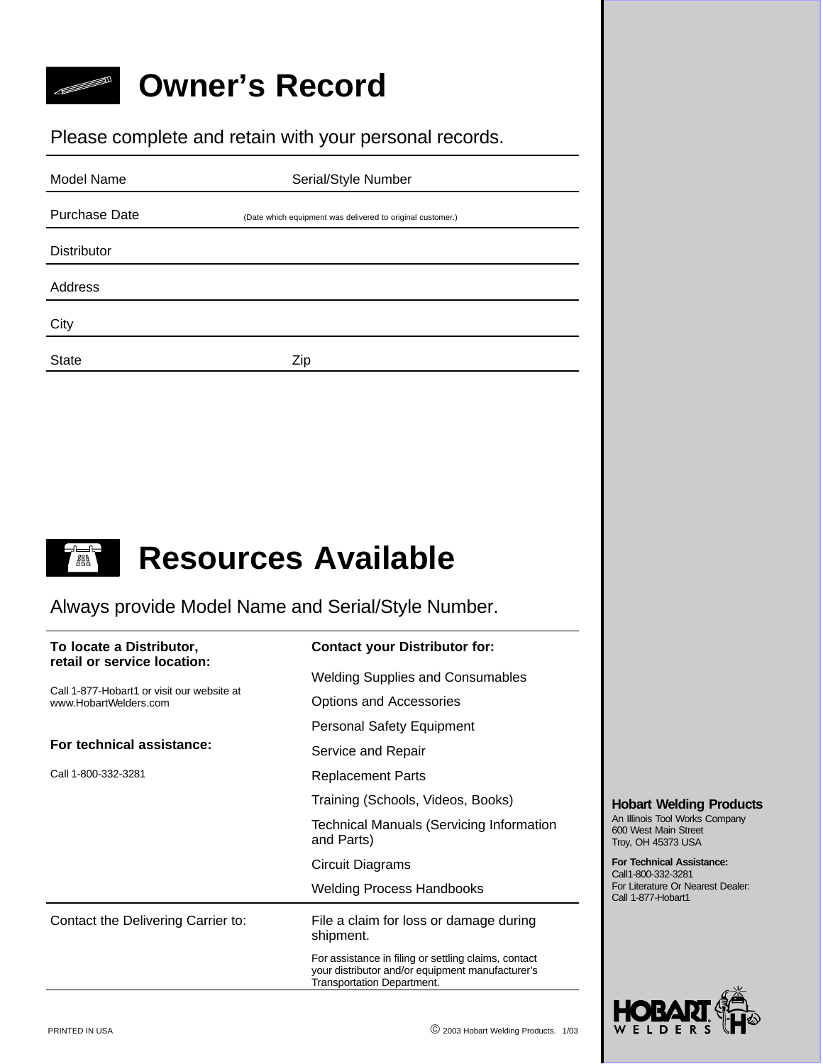# Owner's Record

Please complete and retain with your personal records.

| | |
|---|---|
| Model Name | Serial/Style Number |
| Purchase Date | (Date which equipment was delivered to original customer.) |
| Distributor | |
| Address | |
| City | |
| State | Zip |

# Resources Available

Always provide Model Name and Serial/Style Number.

| | |
|---|---|
| **To locate a Distributor, retail or service location:**<br><br>Call 1-877-Hobart1 or visit our website at www.HobartWelders.com<br><br>**For technical assistance:**<br><br>Call 1-800-332-3281 | **Contact your Distributor for:**<br><br>Welding Supplies and Consumables<br><br>Options and Accessories<br><br>Personal Safety Equipment<br><br>Service and Repair<br><br>Replacement Parts<br><br>Training (Schools, Videos, Books)<br><br>Technical Manuals (Servicing Information and Parts)<br><br>Circuit Diagrams<br><br>Welding Process Handbooks |
| Contact the Delivering Carrier to: | File a claim for loss or damage during shipment.<br><br>For assistance in filing or settling claims, contact your distributor and/or equipment manufacturer's Transportation Department. |

**Hobart Welding Products**
An Illinois Tool Works Company
600 West Main Street
Troy, OH 45373 USA

**For Technical Assistance:**
Call1-800-332-3281
For Literature Or Nearest Dealer:
Call 1-877-Hobart1

HOBART WELDERS

PRINTED IN USA

© 2003 Hobart Welding Products. 1/03